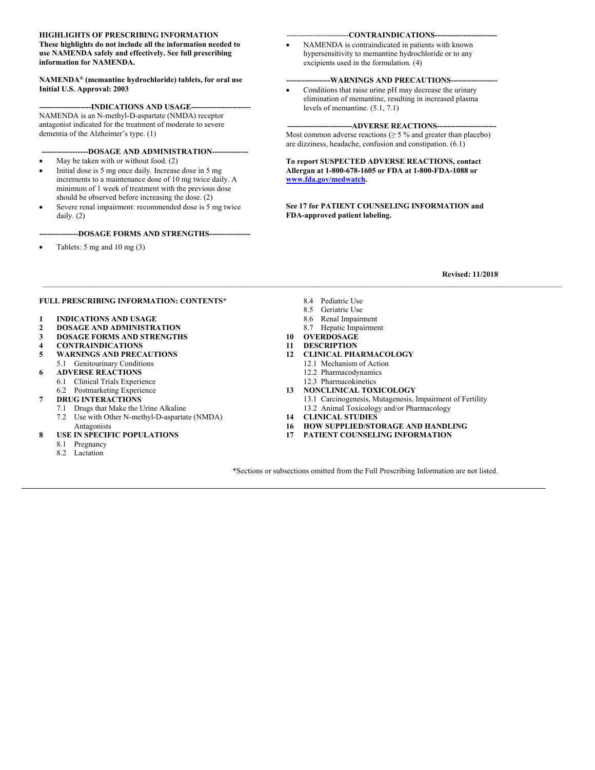**HIGHLIGHTS OF PRESCRIBING INFORMATION**
**These highlights do not include all the information needed to use NAMENDA safely and effectively. See full prescribing information for NAMENDA.**

**NAMENDA® (memantine hydrochloride) tablets, for oral use**
**Initial U.S. Approval: 2003**

## INDICATIONS AND USAGE

NAMENDA is an N-methyl-D-aspartate (NMDA) receptor antagonist indicated for the treatment of moderate to severe dementia of the Alzheimer's type. (1)

## DOSAGE AND ADMINISTRATION

- May be taken with or without food. (2)
- Initial dose is 5 mg once daily. Increase dose in 5 mg increments to a maintenance dose of 10 mg twice daily. A minimum of 1 week of treatment with the previous dose should be observed before increasing the dose. (2)
- Severe renal impairment: recommended dose is 5 mg twice daily. (2)

## DOSAGE FORMS AND STRENGTHS

- Tablets: 5 mg and 10 mg (3)

## CONTRAINDICATIONS

- NAMENDA is contraindicated in patients with known hypersensitivity to memantine hydrochloride or to any excipients used in the formulation. (4)

## WARNINGS AND PRECAUTIONS

- Conditions that raise urine pH may decrease the urinary elimination of memantine, resulting in increased plasma levels of memantine. (5.1, 7.1)

## ADVERSE REACTIONS

Most common adverse reactions (≥ 5 % and greater than placebo) are dizziness, headache, confusion and constipation. (6.1)

**To report SUSPECTED ADVERSE REACTIONS, contact Allergan at 1-800-678-1605 or FDA at 1-800-FDA-1088 or www.fda.gov/medwatch.**

**See 17 for PATIENT COUNSELING INFORMATION and FDA-approved patient labeling.**

**Revised: 11/2018**

---

**FULL PRESCRIBING INFORMATION: CONTENTS***

**1 INDICATIONS AND USAGE**
**2 DOSAGE AND ADMINISTRATION**
**3 DOSAGE FORMS AND STRENGTHS**
**4 CONTRAINDICATIONS**
**5 WARNINGS AND PRECAUTIONS**
  5.1 Genitourinary Conditions
**6 ADVERSE REACTIONS**
  6.1 Clinical Trials Experience
  6.2 Postmarketing Experience
**7 DRUG INTERACTIONS**
  7.1 Drugs that Make the Urine Alkaline
  7.2 Use with Other N-methyl-D-aspartate (NMDA) Antagonists
**8 USE IN SPECIFIC POPULATIONS**
  8.1 Pregnancy
  8.2 Lactation
  8.4 Pediatric Use
  8.5 Geriatric Use
  8.6 Renal Impairment
  8.7 Hepatic Impairment
**10 OVERDOSAGE**
**11 DESCRIPTION**
**12 CLINICAL PHARMACOLOGY**
  12.1 Mechanism of Action
  12.2 Pharmacodynamics
  12.3 Pharmacokinetics
**13 NONCLINICAL TOXICOLOGY**
  13.1 Carcinogenesis, Mutagenesis, Impairment of Fertility
  13.2 Animal Toxicology and/or Pharmacology
**14 CLINICAL STUDIES**
**16 HOW SUPPLIED/STORAGE AND HANDLING**
**17 PATIENT COUNSELING INFORMATION**

*Sections or subsections omitted from the Full Prescribing Information are not listed.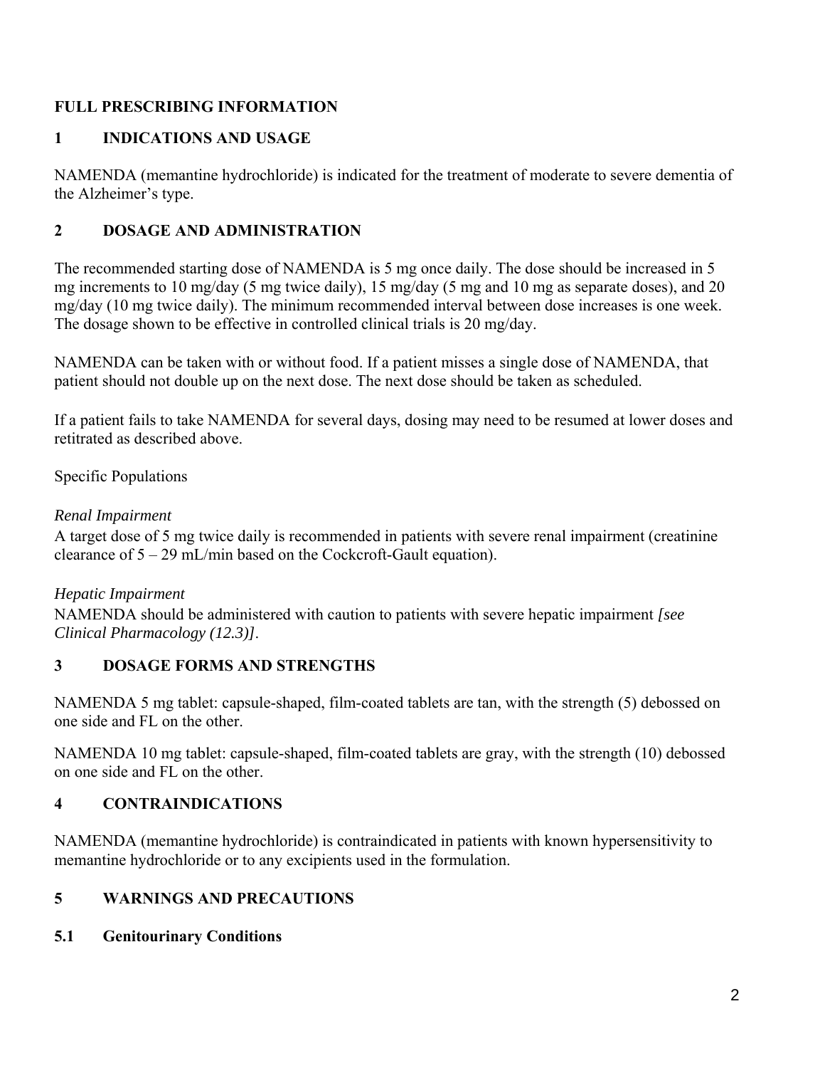# FULL PRESCRIBING INFORMATION

## 1 INDICATIONS AND USAGE

NAMENDA (memantine hydrochloride) is indicated for the treatment of moderate to severe dementia of the Alzheimer's type.

## 2 DOSAGE AND ADMINISTRATION

The recommended starting dose of NAMENDA is 5 mg once daily. The dose should be increased in 5 mg increments to 10 mg/day (5 mg twice daily), 15 mg/day (5 mg and 10 mg as separate doses), and 20 mg/day (10 mg twice daily). The minimum recommended interval between dose increases is one week. The dosage shown to be effective in controlled clinical trials is 20 mg/day.

NAMENDA can be taken with or without food. If a patient misses a single dose of NAMENDA, that patient should not double up on the next dose. The next dose should be taken as scheduled.

If a patient fails to take NAMENDA for several days, dosing may need to be resumed at lower doses and retitrated as described above.

Specific Populations

*Renal Impairment*

A target dose of 5 mg twice daily is recommended in patients with severe renal impairment (creatinine clearance of 5 – 29 mL/min based on the Cockcroft-Gault equation).

*Hepatic Impairment*

NAMENDA should be administered with caution to patients with severe hepatic impairment *[see Clinical Pharmacology (12.3)]*.

## 3 DOSAGE FORMS AND STRENGTHS

NAMENDA 5 mg tablet: capsule-shaped, film-coated tablets are tan, with the strength (5) debossed on one side and FL on the other.

NAMENDA 10 mg tablet: capsule-shaped, film-coated tablets are gray, with the strength (10) debossed on one side and FL on the other.

## 4 CONTRAINDICATIONS

NAMENDA (memantine hydrochloride) is contraindicated in patients with known hypersensitivity to memantine hydrochloride or to any excipients used in the formulation.

## 5 WARNINGS AND PRECAUTIONS

### 5.1 Genitourinary Conditions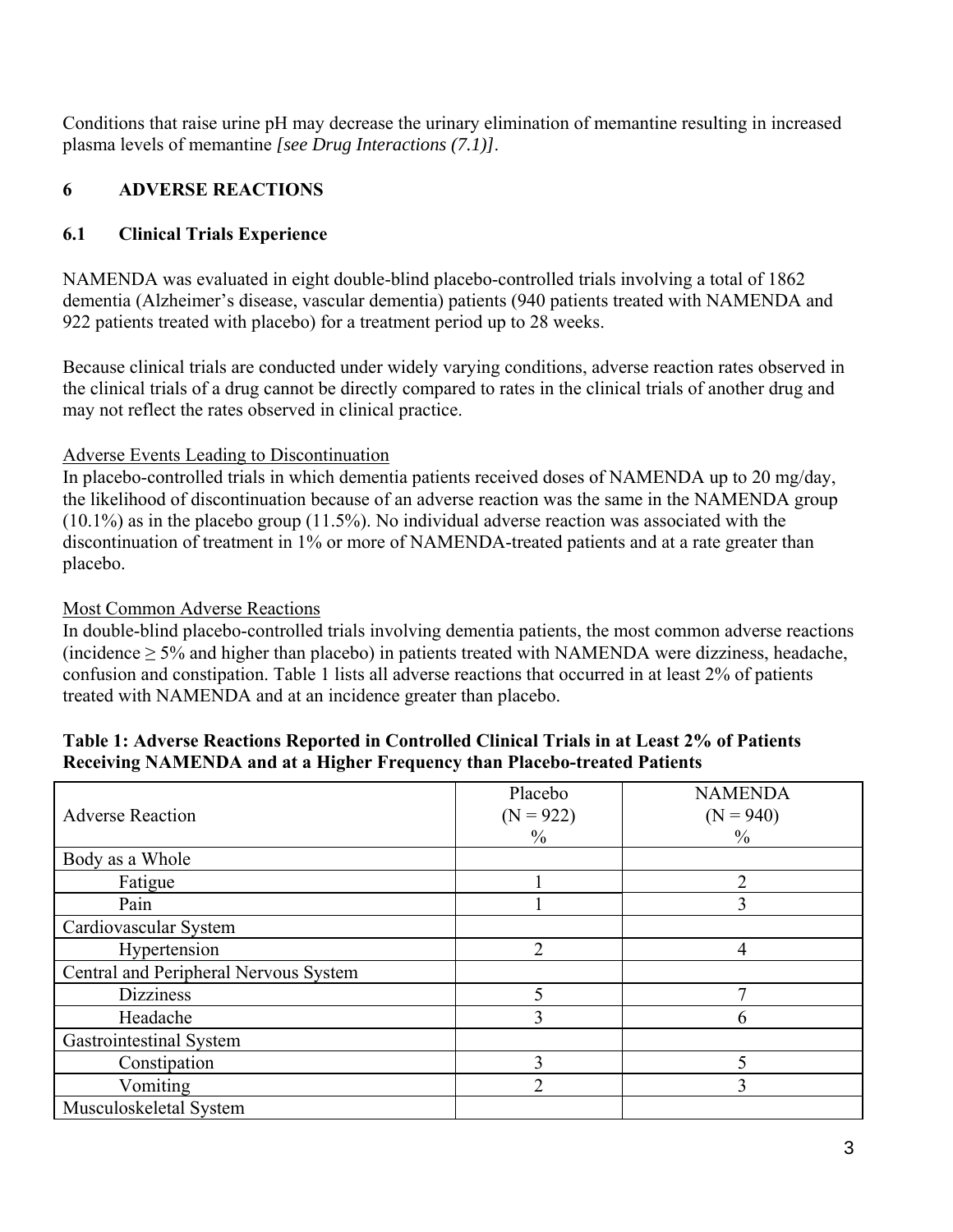Conditions that raise urine pH may decrease the urinary elimination of memantine resulting in increased plasma levels of memantine *[see Drug Interactions (7.1)]*.

## 6 ADVERSE REACTIONS

### 6.1 Clinical Trials Experience

NAMENDA was evaluated in eight double-blind placebo-controlled trials involving a total of 1862 dementia (Alzheimer's disease, vascular dementia) patients (940 patients treated with NAMENDA and 922 patients treated with placebo) for a treatment period up to 28 weeks.

Because clinical trials are conducted under widely varying conditions, adverse reaction rates observed in the clinical trials of a drug cannot be directly compared to rates in the clinical trials of another drug and may not reflect the rates observed in clinical practice.

<u>Adverse Events Leading to Discontinuation</u>
In placebo-controlled trials in which dementia patients received doses of NAMENDA up to 20 mg/day, the likelihood of discontinuation because of an adverse reaction was the same in the NAMENDA group (10.1%) as in the placebo group (11.5%). No individual adverse reaction was associated with the discontinuation of treatment in 1% or more of NAMENDA-treated patients and at a rate greater than placebo.

<u>Most Common Adverse Reactions</u>
In double-blind placebo-controlled trials involving dementia patients, the most common adverse reactions (incidence ≥ 5% and higher than placebo) in patients treated with NAMENDA were dizziness, headache, confusion and constipation. Table 1 lists all adverse reactions that occurred in at least 2% of patients treated with NAMENDA and at an incidence greater than placebo.

**Table 1: Adverse Reactions Reported in Controlled Clinical Trials in at Least 2% of Patients Receiving NAMENDA and at a Higher Frequency than Placebo-treated Patients**

| Adverse Reaction | Placebo (N = 922) % | NAMENDA (N = 940) % |
|---|---|---|
| Body as a Whole | | |
| Fatigue | 1 | 2 |
| Pain | 1 | 3 |
| Cardiovascular System | | |
| Hypertension | 2 | 4 |
| Central and Peripheral Nervous System | | |
| Dizziness | 5 | 7 |
| Headache | 3 | 6 |
| Gastrointestinal System | | |
| Constipation | 3 | 5 |
| Vomiting | 2 | 3 |
| Musculoskeletal System | | |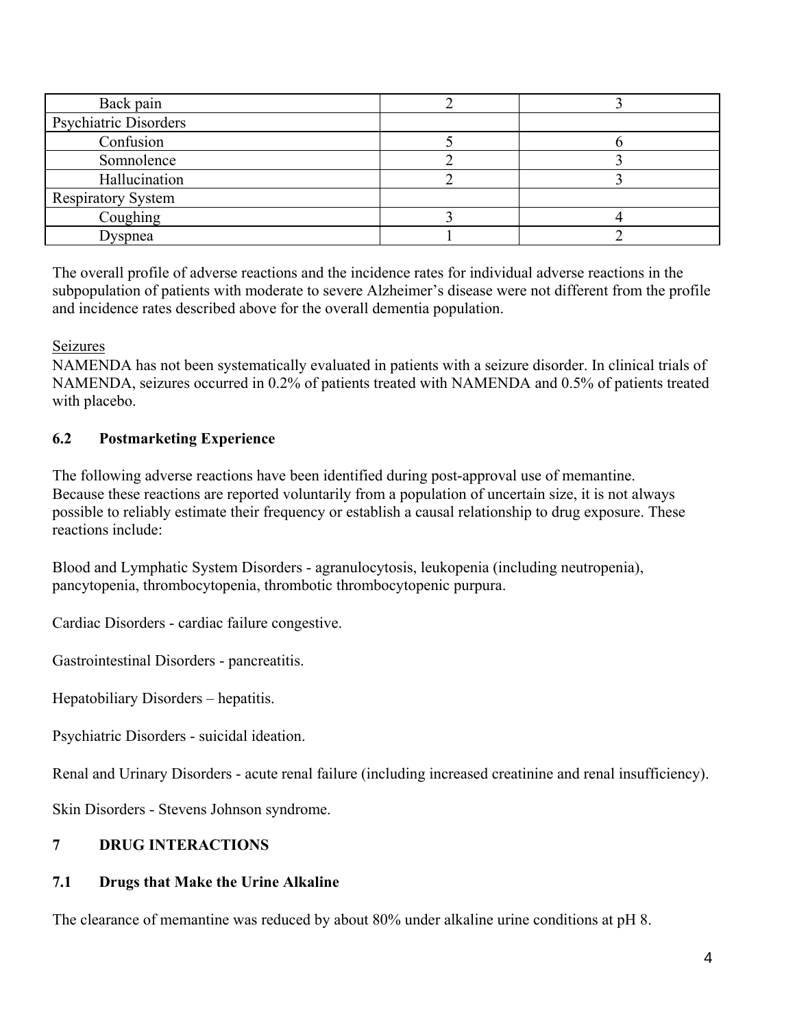| | | |
|---|---|---|
| Back pain | 2 | 3 |
| Psychiatric Disorders | | |
| Confusion | 5 | 6 |
| Somnolence | 2 | 3 |
| Hallucination | 2 | 3 |
| Respiratory System | | |
| Coughing | 3 | 4 |
| Dyspnea | 1 | 2 |

The overall profile of adverse reactions and the incidence rates for individual adverse reactions in the subpopulation of patients with moderate to severe Alzheimer's disease were not different from the profile and incidence rates described above for the overall dementia population.

Seizures

NAMENDA has not been systematically evaluated in patients with a seizure disorder. In clinical trials of NAMENDA, seizures occurred in 0.2% of patients treated with NAMENDA and 0.5% of patients treated with placebo.

### 6.2 Postmarketing Experience

The following adverse reactions have been identified during post-approval use of memantine. Because these reactions are reported voluntarily from a population of uncertain size, it is not always possible to reliably estimate their frequency or establish a causal relationship to drug exposure. These reactions include:

Blood and Lymphatic System Disorders - agranulocytosis, leukopenia (including neutropenia), pancytopenia, thrombocytopenia, thrombotic thrombocytopenic purpura.

Cardiac Disorders - cardiac failure congestive.

Gastrointestinal Disorders - pancreatitis.

Hepatobiliary Disorders – hepatitis.

Psychiatric Disorders - suicidal ideation.

Renal and Urinary Disorders - acute renal failure (including increased creatinine and renal insufficiency).

Skin Disorders - Stevens Johnson syndrome.

## 7 DRUG INTERACTIONS

### 7.1 Drugs that Make the Urine Alkaline

The clearance of memantine was reduced by about 80% under alkaline urine conditions at pH 8.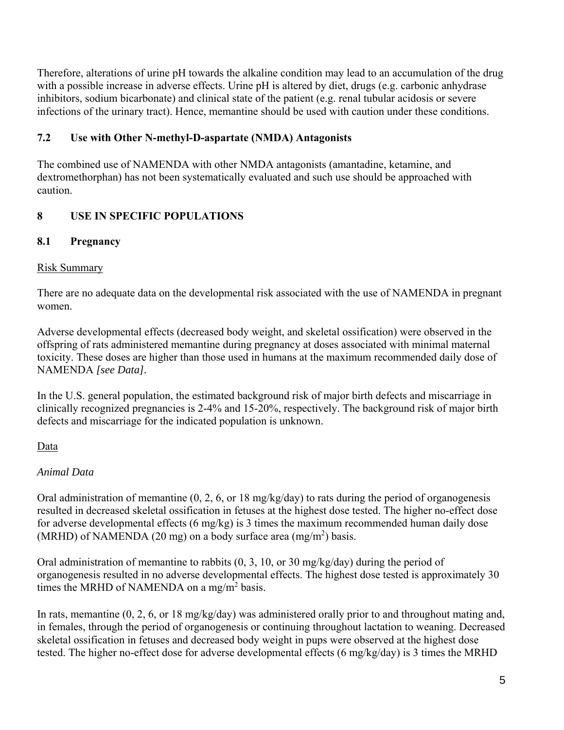Therefore, alterations of urine pH towards the alkaline condition may lead to an accumulation of the drug with a possible increase in adverse effects. Urine pH is altered by diet, drugs (e.g. carbonic anhydrase inhibitors, sodium bicarbonate) and clinical state of the patient (e.g. renal tubular acidosis or severe infections of the urinary tract). Hence, memantine should be used with caution under these conditions.

### 7.2 Use with Other N-methyl-D-aspartate (NMDA) Antagonists

The combined use of NAMENDA with other NMDA antagonists (amantadine, ketamine, and dextromethorphan) has not been systematically evaluated and such use should be approached with caution.

## 8 USE IN SPECIFIC POPULATIONS

### 8.1 Pregnancy

Risk Summary

There are no adequate data on the developmental risk associated with the use of NAMENDA in pregnant women.

Adverse developmental effects (decreased body weight, and skeletal ossification) were observed in the offspring of rats administered memantine during pregnancy at doses associated with minimal maternal toxicity. These doses are higher than those used in humans at the maximum recommended daily dose of NAMENDA *[see Data]*.

In the U.S. general population, the estimated background risk of major birth defects and miscarriage in clinically recognized pregnancies is 2-4% and 15-20%, respectively. The background risk of major birth defects and miscarriage for the indicated population is unknown.

Data

*Animal Data*

Oral administration of memantine (0, 2, 6, or 18 mg/kg/day) to rats during the period of organogenesis resulted in decreased skeletal ossification in fetuses at the highest dose tested. The higher no-effect dose for adverse developmental effects (6 mg/kg) is 3 times the maximum recommended human daily dose (MRHD) of NAMENDA (20 mg) on a body surface area ($mg/m^2$) basis.

Oral administration of memantine to rabbits (0, 3, 10, or 30 mg/kg/day) during the period of organogenesis resulted in no adverse developmental effects. The highest dose tested is approximately 30 times the MRHD of NAMENDA on a $mg/m^2$ basis.

In rats, memantine (0, 2, 6, or 18 mg/kg/day) was administered orally prior to and throughout mating and, in females, through the period of organogenesis or continuing throughout lactation to weaning. Decreased skeletal ossification in fetuses and decreased body weight in pups were observed at the highest dose tested. The higher no-effect dose for adverse developmental effects (6 mg/kg/day) is 3 times the MRHD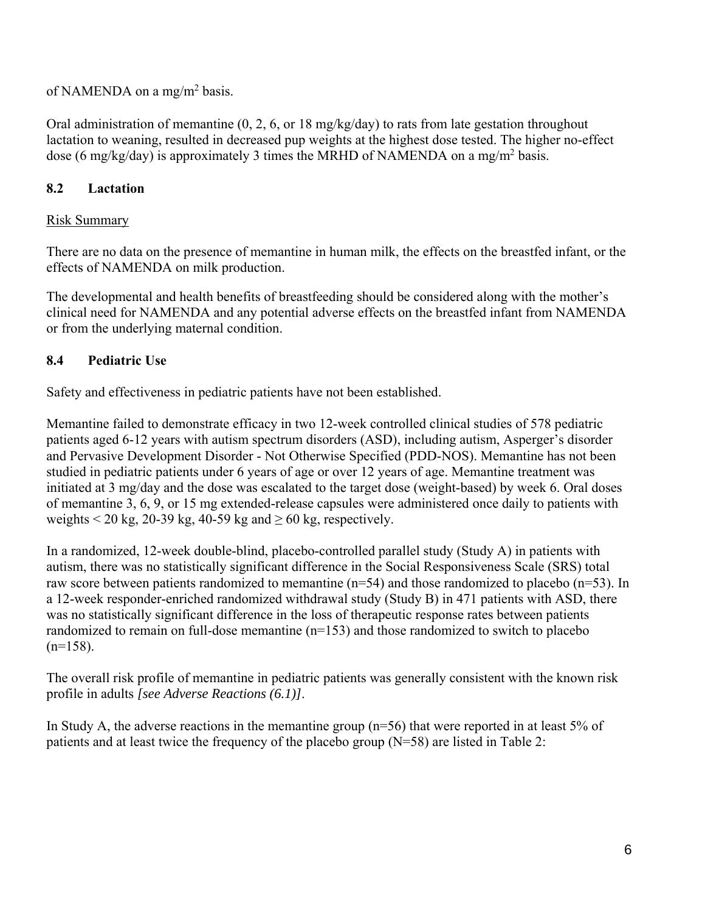of NAMENDA on a mg/m$^2$ basis.

Oral administration of memantine (0, 2, 6, or 18 mg/kg/day) to rats from late gestation throughout lactation to weaning, resulted in decreased pup weights at the highest dose tested. The higher no-effect dose (6 mg/kg/day) is approximately 3 times the MRHD of NAMENDA on a mg/m$^2$ basis.

### 8.2 Lactation

Risk Summary

There are no data on the presence of memantine in human milk, the effects on the breastfed infant, or the effects of NAMENDA on milk production.

The developmental and health benefits of breastfeeding should be considered along with the mother's clinical need for NAMENDA and any potential adverse effects on the breastfed infant from NAMENDA or from the underlying maternal condition.

### 8.4 Pediatric Use

Safety and effectiveness in pediatric patients have not been established.

Memantine failed to demonstrate efficacy in two 12-week controlled clinical studies of 578 pediatric patients aged 6-12 years with autism spectrum disorders (ASD), including autism, Asperger's disorder and Pervasive Development Disorder - Not Otherwise Specified (PDD-NOS). Memantine has not been studied in pediatric patients under 6 years of age or over 12 years of age. Memantine treatment was initiated at 3 mg/day and the dose was escalated to the target dose (weight-based) by week 6. Oral doses of memantine 3, 6, 9, or 15 mg extended-release capsules were administered once daily to patients with weights < 20 kg, 20-39 kg, 40-59 kg and ≥ 60 kg, respectively.

In a randomized, 12-week double-blind, placebo-controlled parallel study (Study A) in patients with autism, there was no statistically significant difference in the Social Responsiveness Scale (SRS) total raw score between patients randomized to memantine (n=54) and those randomized to placebo (n=53). In a 12-week responder-enriched randomized withdrawal study (Study B) in 471 patients with ASD, there was no statistically significant difference in the loss of therapeutic response rates between patients randomized to remain on full-dose memantine (n=153) and those randomized to switch to placebo (n=158).

The overall risk profile of memantine in pediatric patients was generally consistent with the known risk profile in adults *[see Adverse Reactions (6.1)]*.

In Study A, the adverse reactions in the memantine group (n=56) that were reported in at least 5% of patients and at least twice the frequency of the placebo group (N=58) are listed in Table 2: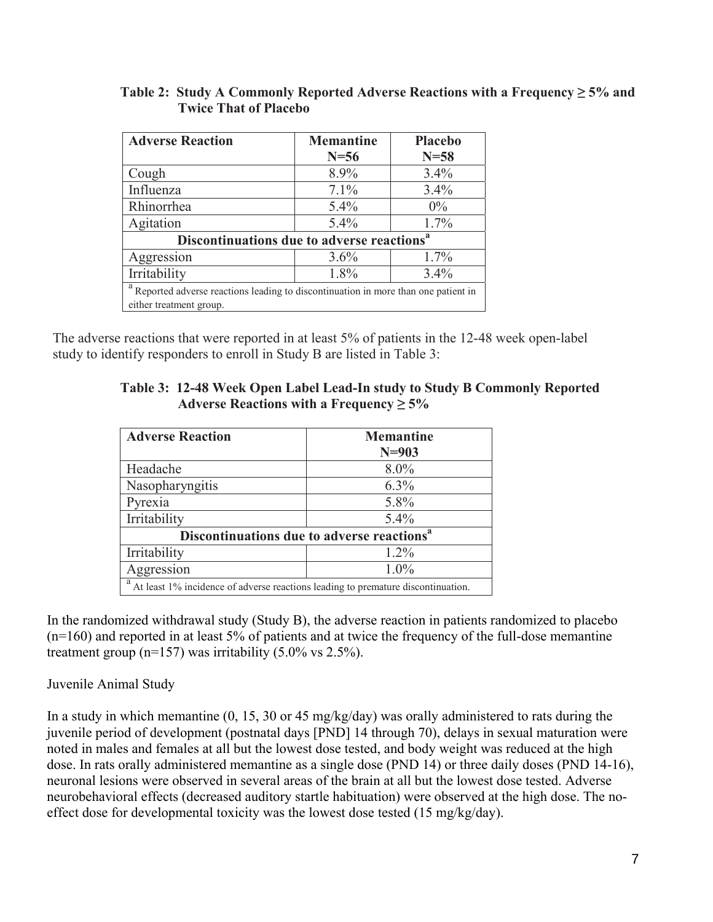**Table 2: Study A Commonly Reported Adverse Reactions with a Frequency ≥ 5% and Twice That of Placebo**

| Adverse Reaction | Memantine N=56 | Placebo N=58 |
|---|---|---|
| Cough | 8.9% | 3.4% |
| Influenza | 7.1% | 3.4% |
| Rhinorrhea | 5.4% | 0% |
| Agitation | 5.4% | 1.7% |
| **Discontinuations due to adverse reactions[a]** | | |
| Aggression | 3.6% | 1.7% |
| Irritability | 1.8% | 3.4% |

[a] Reported adverse reactions leading to discontinuation in more than one patient in either treatment group.

The adverse reactions that were reported in at least 5% of patients in the 12-48 week open-label study to identify responders to enroll in Study B are listed in Table 3:

**Table 3: 12-48 Week Open Label Lead-In study to Study B Commonly Reported Adverse Reactions with a Frequency ≥ 5%**

| Adverse Reaction | Memantine N=903 |
|---|---|
| Headache | 8.0% |
| Nasopharyngitis | 6.3% |
| Pyrexia | 5.8% |
| Irritability | 5.4% |
| **Discontinuations due to adverse reactions[a]** | |
| Irritability | 1.2% |
| Aggression | 1.0% |

[a] At least 1% incidence of adverse reactions leading to premature discontinuation.

In the randomized withdrawal study (Study B), the adverse reaction in patients randomized to placebo (n=160) and reported in at least 5% of patients and at twice the frequency of the full-dose memantine treatment group (n=157) was irritability (5.0% vs 2.5%).

Juvenile Animal Study

In a study in which memantine (0, 15, 30 or 45 mg/kg/day) was orally administered to rats during the juvenile period of development (postnatal days [PND] 14 through 70), delays in sexual maturation were noted in males and females at all but the lowest dose tested, and body weight was reduced at the high dose. In rats orally administered memantine as a single dose (PND 14) or three daily doses (PND 14-16), neuronal lesions were observed in several areas of the brain at all but the lowest dose tested. Adverse neurobehavioral effects (decreased auditory startle habituation) were observed at the high dose. The no-effect dose for developmental toxicity was the lowest dose tested (15 mg/kg/day).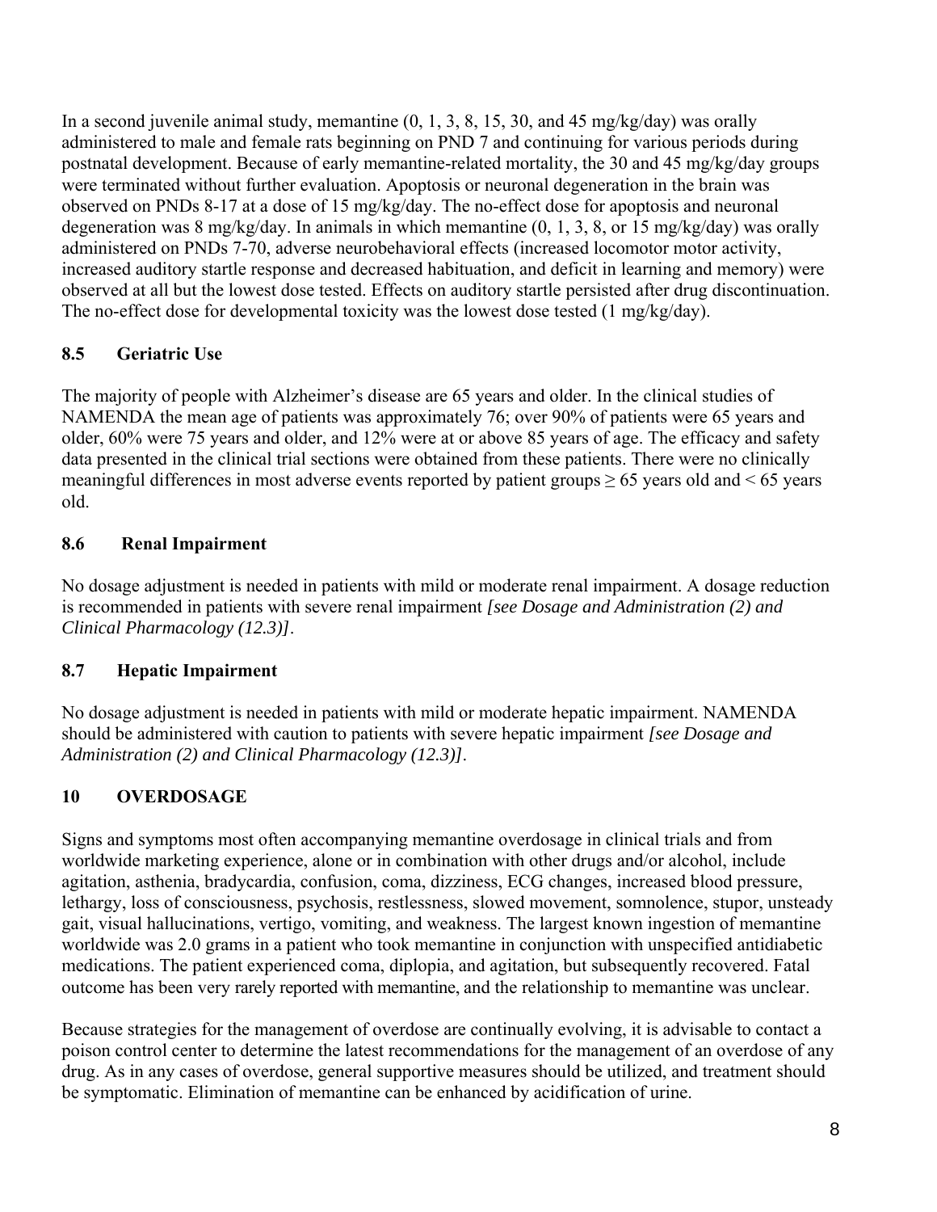In a second juvenile animal study, memantine (0, 1, 3, 8, 15, 30, and 45 mg/kg/day) was orally administered to male and female rats beginning on PND 7 and continuing for various periods during postnatal development. Because of early memantine-related mortality, the 30 and 45 mg/kg/day groups were terminated without further evaluation. Apoptosis or neuronal degeneration in the brain was observed on PNDs 8-17 at a dose of 15 mg/kg/day. The no-effect dose for apoptosis and neuronal degeneration was 8 mg/kg/day. In animals in which memantine (0, 1, 3, 8, or 15 mg/kg/day) was orally administered on PNDs 7-70, adverse neurobehavioral effects (increased locomotor motor activity, increased auditory startle response and decreased habituation, and deficit in learning and memory) were observed at all but the lowest dose tested. Effects on auditory startle persisted after drug discontinuation. The no-effect dose for developmental toxicity was the lowest dose tested (1 mg/kg/day).

### 8.5 Geriatric Use

The majority of people with Alzheimer's disease are 65 years and older. In the clinical studies of NAMENDA the mean age of patients was approximately 76; over 90% of patients were 65 years and older, 60% were 75 years and older, and 12% were at or above 85 years of age. The efficacy and safety data presented in the clinical trial sections were obtained from these patients. There were no clinically meaningful differences in most adverse events reported by patient groups ≥ 65 years old and < 65 years old.

### 8.6 Renal Impairment

No dosage adjustment is needed in patients with mild or moderate renal impairment. A dosage reduction is recommended in patients with severe renal impairment *[see Dosage and Administration (2) and Clinical Pharmacology (12.3)]*.

### 8.7 Hepatic Impairment

No dosage adjustment is needed in patients with mild or moderate hepatic impairment. NAMENDA should be administered with caution to patients with severe hepatic impairment *[see Dosage and Administration (2) and Clinical Pharmacology (12.3)]*.

## 10 OVERDOSAGE

Signs and symptoms most often accompanying memantine overdosage in clinical trials and from worldwide marketing experience, alone or in combination with other drugs and/or alcohol, include agitation, asthenia, bradycardia, confusion, coma, dizziness, ECG changes, increased blood pressure, lethargy, loss of consciousness, psychosis, restlessness, slowed movement, somnolence, stupor, unsteady gait, visual hallucinations, vertigo, vomiting, and weakness. The largest known ingestion of memantine worldwide was 2.0 grams in a patient who took memantine in conjunction with unspecified antidiabetic medications. The patient experienced coma, diplopia, and agitation, but subsequently recovered. Fatal outcome has been very rarely reported with memantine, and the relationship to memantine was unclear.

Because strategies for the management of overdose are continually evolving, it is advisable to contact a poison control center to determine the latest recommendations for the management of an overdose of any drug. As in any cases of overdose, general supportive measures should be utilized, and treatment should be symptomatic. Elimination of memantine can be enhanced by acidification of urine.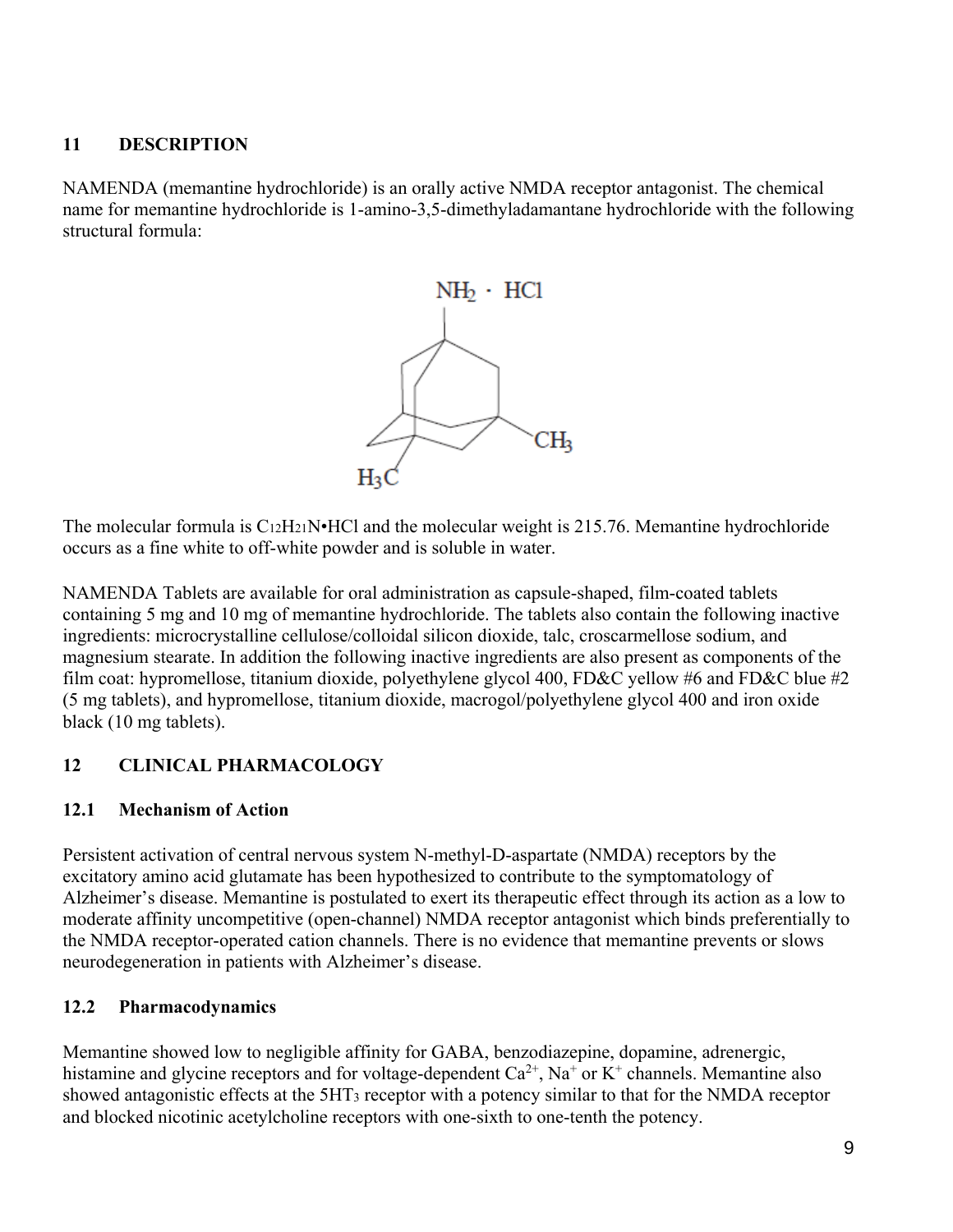## 11 DESCRIPTION

NAMENDA (memantine hydrochloride) is an orally active NMDA receptor antagonist. The chemical name for memantine hydrochloride is 1-amino-3,5-dimethyladamantane hydrochloride with the following structural formula:

The molecular formula is $C_{12}H_{21}N \cdot HCl$ and the molecular weight is 215.76. Memantine hydrochloride occurs as a fine white to off-white powder and is soluble in water.

NAMENDA Tablets are available for oral administration as capsule-shaped, film-coated tablets containing 5 mg and 10 mg of memantine hydrochloride. The tablets also contain the following inactive ingredients: microcrystalline cellulose/colloidal silicon dioxide, talc, croscarmellose sodium, and magnesium stearate. In addition the following inactive ingredients are also present as components of the film coat: hypromellose, titanium dioxide, polyethylene glycol 400, FD&C yellow #6 and FD&C blue #2 (5 mg tablets), and hypromellose, titanium dioxide, macrogol/polyethylene glycol 400 and iron oxide black (10 mg tablets).

## 12 CLINICAL PHARMACOLOGY

### 12.1 Mechanism of Action

Persistent activation of central nervous system N-methyl-D-aspartate (NMDA) receptors by the excitatory amino acid glutamate has been hypothesized to contribute to the symptomatology of Alzheimer's disease. Memantine is postulated to exert its therapeutic effect through its action as a low to moderate affinity uncompetitive (open-channel) NMDA receptor antagonist which binds preferentially to the NMDA receptor-operated cation channels. There is no evidence that memantine prevents or slows neurodegeneration in patients with Alzheimer's disease.

### 12.2 Pharmacodynamics

Memantine showed low to negligible affinity for GABA, benzodiazepine, dopamine, adrenergic, histamine and glycine receptors and for voltage-dependent $Ca^{2+}$, $Na^{+}$ or $K^{+}$ channels. Memantine also showed antagonistic effects at the $5HT_3$ receptor with a potency similar to that for the NMDA receptor and blocked nicotinic acetylcholine receptors with one-sixth to one-tenth the potency.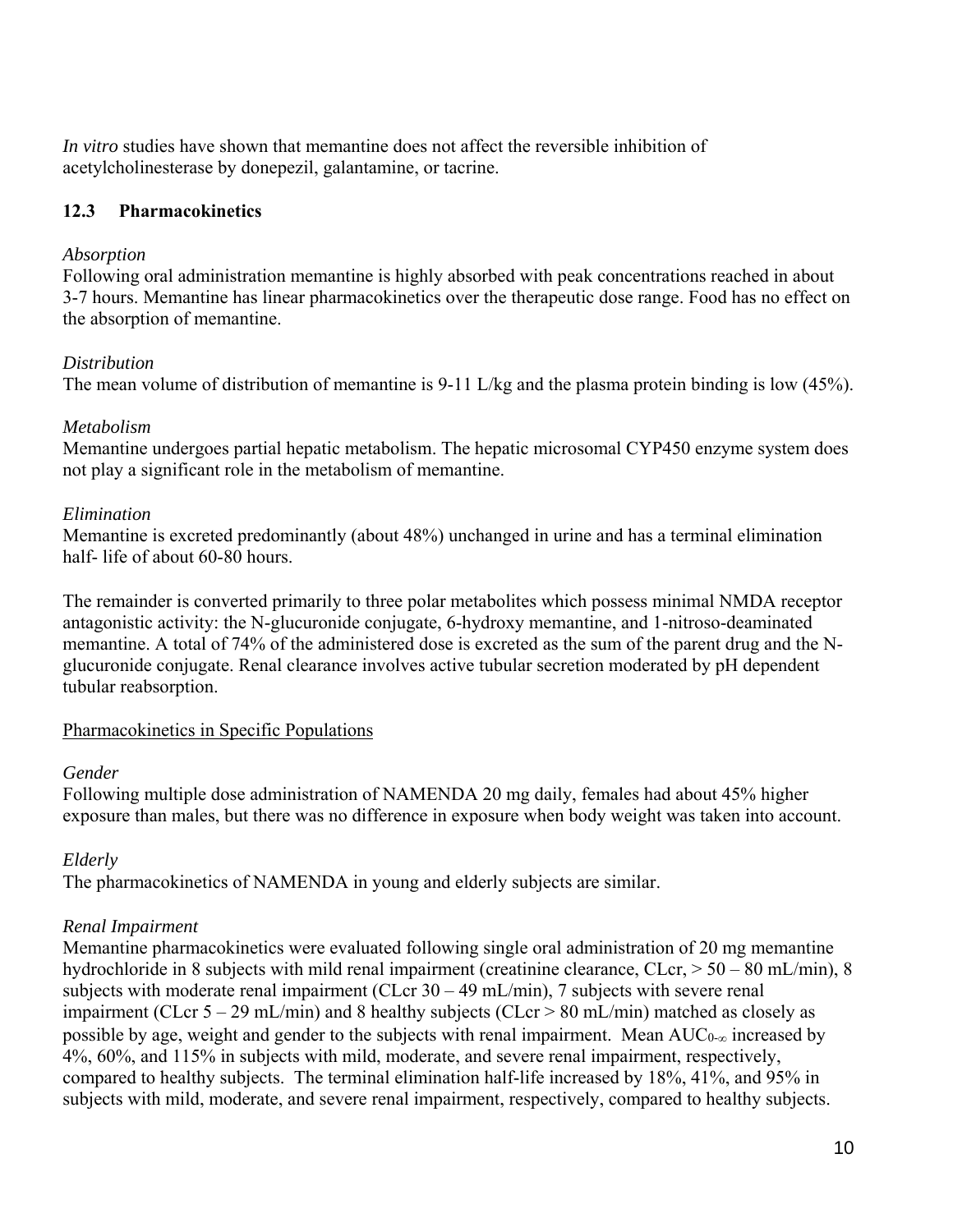*In vitro* studies have shown that memantine does not affect the reversible inhibition of acetylcholinesterase by donepezil, galantamine, or tacrine.

### 12.3 Pharmacokinetics

*Absorption*

Following oral administration memantine is highly absorbed with peak concentrations reached in about 3-7 hours. Memantine has linear pharmacokinetics over the therapeutic dose range. Food has no effect on the absorption of memantine.

*Distribution*

The mean volume of distribution of memantine is 9-11 L/kg and the plasma protein binding is low (45%).

*Metabolism*

Memantine undergoes partial hepatic metabolism. The hepatic microsomal CYP450 enzyme system does not play a significant role in the metabolism of memantine.

*Elimination*

Memantine is excreted predominantly (about 48%) unchanged in urine and has a terminal elimination half- life of about 60-80 hours.

The remainder is converted primarily to three polar metabolites which possess minimal NMDA receptor antagonistic activity: the N-glucuronide conjugate, 6-hydroxy memantine, and 1-nitroso-deaminated memantine. A total of 74% of the administered dose is excreted as the sum of the parent drug and the N-glucuronide conjugate. Renal clearance involves active tubular secretion moderated by pH dependent tubular reabsorption.

Pharmacokinetics in Specific Populations

*Gender*

Following multiple dose administration of NAMENDA 20 mg daily, females had about 45% higher exposure than males, but there was no difference in exposure when body weight was taken into account.

*Elderly*

The pharmacokinetics of NAMENDA in young and elderly subjects are similar.

*Renal Impairment*

Memantine pharmacokinetics were evaluated following single oral administration of 20 mg memantine hydrochloride in 8 subjects with mild renal impairment (creatinine clearance, CLcr, > 50 – 80 mL/min), 8 subjects with moderate renal impairment (CLcr 30 – 49 mL/min), 7 subjects with severe renal impairment (CLcr 5 – 29 mL/min) and 8 healthy subjects (CLcr > 80 mL/min) matched as closely as possible by age, weight and gender to the subjects with renal impairment. Mean $AUC_{0-\infty}$ increased by 4%, 60%, and 115% in subjects with mild, moderate, and severe renal impairment, respectively, compared to healthy subjects. The terminal elimination half-life increased by 18%, 41%, and 95% in subjects with mild, moderate, and severe renal impairment, respectively, compared to healthy subjects.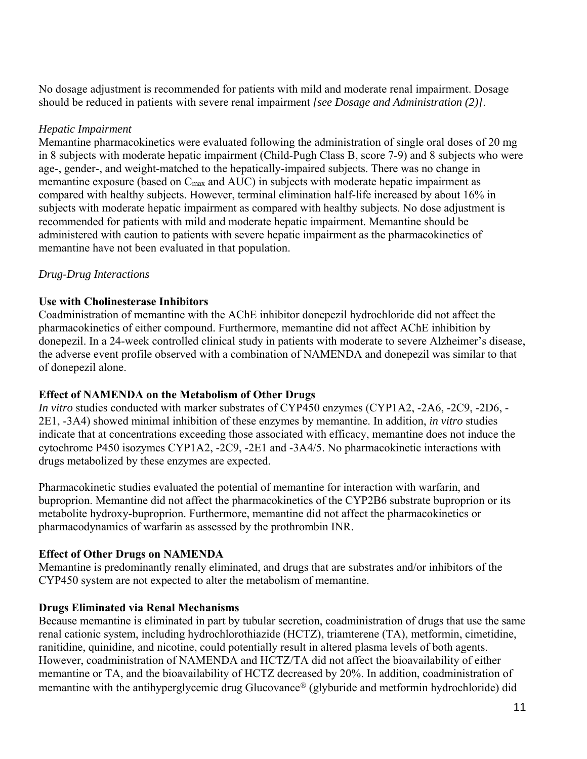No dosage adjustment is recommended for patients with mild and moderate renal impairment. Dosage should be reduced in patients with severe renal impairment *[see Dosage and Administration (2)]*.

*Hepatic Impairment*

Memantine pharmacokinetics were evaluated following the administration of single oral doses of 20 mg in 8 subjects with moderate hepatic impairment (Child-Pugh Class B, score 7-9) and 8 subjects who were age-, gender-, and weight-matched to the hepatically-impaired subjects. There was no change in memantine exposure (based on $C_{max}$ and AUC) in subjects with moderate hepatic impairment as compared with healthy subjects. However, terminal elimination half-life increased by about 16% in subjects with moderate hepatic impairment as compared with healthy subjects. No dose adjustment is recommended for patients with mild and moderate hepatic impairment. Memantine should be administered with caution to patients with severe hepatic impairment as the pharmacokinetics of memantine have not been evaluated in that population.

*Drug-Drug Interactions*

**Use with Cholinesterase Inhibitors**

Coadministration of memantine with the AChE inhibitor donepezil hydrochloride did not affect the pharmacokinetics of either compound. Furthermore, memantine did not affect AChE inhibition by donepezil. In a 24-week controlled clinical study in patients with moderate to severe Alzheimer's disease, the adverse event profile observed with a combination of NAMENDA and donepezil was similar to that of donepezil alone.

**Effect of NAMENDA on the Metabolism of Other Drugs**

*In vitro* studies conducted with marker substrates of CYP450 enzymes (CYP1A2, -2A6, -2C9, -2D6, -2E1, -3A4) showed minimal inhibition of these enzymes by memantine. In addition, *in vitro* studies indicate that at concentrations exceeding those associated with efficacy, memantine does not induce the cytochrome P450 isozymes CYP1A2, -2C9, -2E1 and -3A4/5. No pharmacokinetic interactions with drugs metabolized by these enzymes are expected.

Pharmacokinetic studies evaluated the potential of memantine for interaction with warfarin, and buproprion. Memantine did not affect the pharmacokinetics of the CYP2B6 substrate buproprion or its metabolite hydroxy-buproprion. Furthermore, memantine did not affect the pharmacokinetics or pharmacodynamics of warfarin as assessed by the prothrombin INR.

**Effect of Other Drugs on NAMENDA**

Memantine is predominantly renally eliminated, and drugs that are substrates and/or inhibitors of the CYP450 system are not expected to alter the metabolism of memantine.

**Drugs Eliminated via Renal Mechanisms**

Because memantine is eliminated in part by tubular secretion, coadministration of drugs that use the same renal cationic system, including hydrochlorothiazide (HCTZ), triamterene (TA), metformin, cimetidine, ranitidine, quinidine, and nicotine, could potentially result in altered plasma levels of both agents. However, coadministration of NAMENDA and HCTZ/TA did not affect the bioavailability of either memantine or TA, and the bioavailability of HCTZ decreased by 20%. In addition, coadministration of memantine with the antihyperglycemic drug Glucovance® (glyburide and metformin hydrochloride) did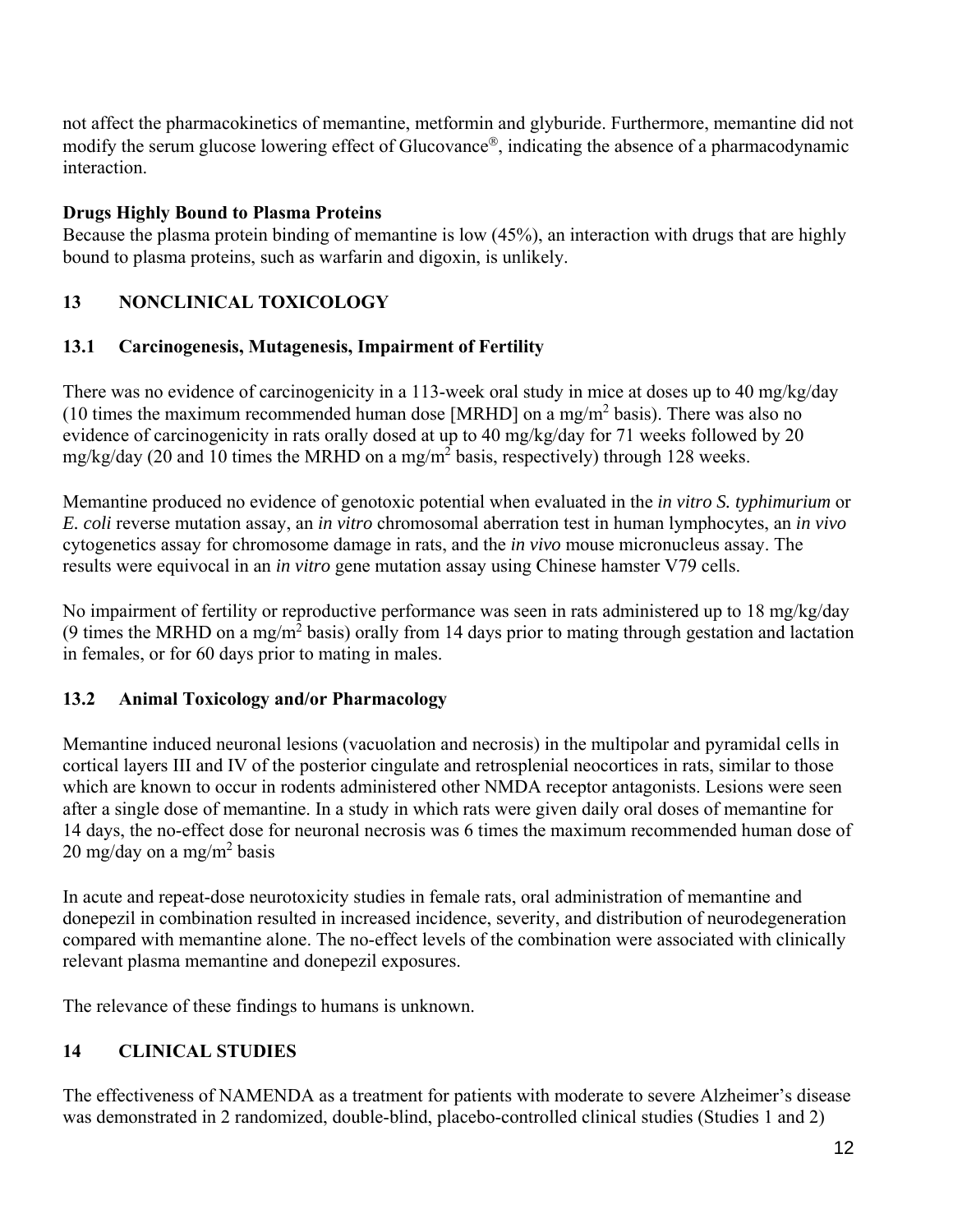not affect the pharmacokinetics of memantine, metformin and glyburide. Furthermore, memantine did not modify the serum glucose lowering effect of Glucovance®, indicating the absence of a pharmacodynamic interaction.

**Drugs Highly Bound to Plasma Proteins**

Because the plasma protein binding of memantine is low (45%), an interaction with drugs that are highly bound to plasma proteins, such as warfarin and digoxin, is unlikely.

## 13 NONCLINICAL TOXICOLOGY

### 13.1 Carcinogenesis, Mutagenesis, Impairment of Fertility

There was no evidence of carcinogenicity in a 113-week oral study in mice at doses up to 40 mg/kg/day (10 times the maximum recommended human dose [MRHD] on a mg/m$^2$ basis). There was also no evidence of carcinogenicity in rats orally dosed at up to 40 mg/kg/day for 71 weeks followed by 20 mg/kg/day (20 and 10 times the MRHD on a mg/m$^2$ basis, respectively) through 128 weeks.

Memantine produced no evidence of genotoxic potential when evaluated in the *in vitro S. typhimurium* or *E. coli* reverse mutation assay, an *in vitro* chromosomal aberration test in human lymphocytes, an *in vivo* cytogenetics assay for chromosome damage in rats, and the *in vivo* mouse micronucleus assay. The results were equivocal in an *in vitro* gene mutation assay using Chinese hamster V79 cells.

No impairment of fertility or reproductive performance was seen in rats administered up to 18 mg/kg/day (9 times the MRHD on a mg/m$^2$ basis) orally from 14 days prior to mating through gestation and lactation in females, or for 60 days prior to mating in males.

### 13.2 Animal Toxicology and/or Pharmacology

Memantine induced neuronal lesions (vacuolation and necrosis) in the multipolar and pyramidal cells in cortical layers III and IV of the posterior cingulate and retrosplenial neocortices in rats, similar to those which are known to occur in rodents administered other NMDA receptor antagonists. Lesions were seen after a single dose of memantine. In a study in which rats were given daily oral doses of memantine for 14 days, the no-effect dose for neuronal necrosis was 6 times the maximum recommended human dose of 20 mg/day on a mg/m$^2$ basis

In acute and repeat-dose neurotoxicity studies in female rats, oral administration of memantine and donepezil in combination resulted in increased incidence, severity, and distribution of neurodegeneration compared with memantine alone. The no-effect levels of the combination were associated with clinically relevant plasma memantine and donepezil exposures.

The relevance of these findings to humans is unknown.

## 14 CLINICAL STUDIES

The effectiveness of NAMENDA as a treatment for patients with moderate to severe Alzheimer's disease was demonstrated in 2 randomized, double-blind, placebo-controlled clinical studies (Studies 1 and 2)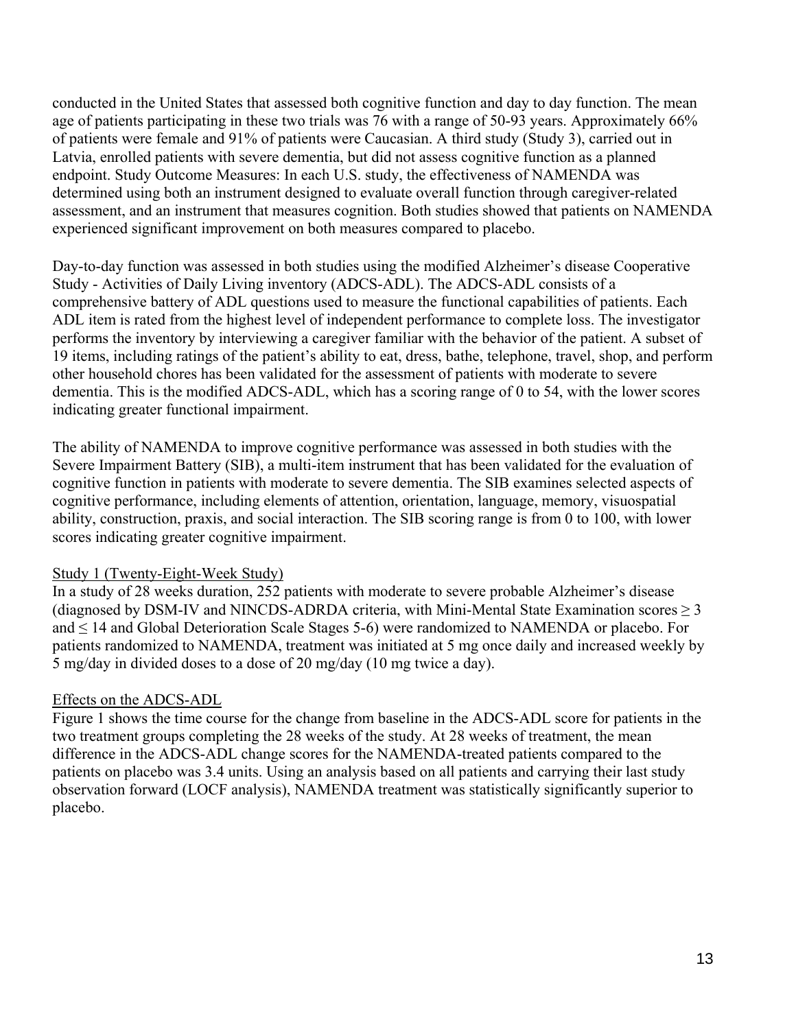conducted in the United States that assessed both cognitive function and day to day function. The mean age of patients participating in these two trials was 76 with a range of 50-93 years. Approximately 66% of patients were female and 91% of patients were Caucasian. A third study (Study 3), carried out in Latvia, enrolled patients with severe dementia, but did not assess cognitive function as a planned endpoint. Study Outcome Measures: In each U.S. study, the effectiveness of NAMENDA was determined using both an instrument designed to evaluate overall function through caregiver-related assessment, and an instrument that measures cognition. Both studies showed that patients on NAMENDA experienced significant improvement on both measures compared to placebo.

Day-to-day function was assessed in both studies using the modified Alzheimer's disease Cooperative Study - Activities of Daily Living inventory (ADCS-ADL). The ADCS-ADL consists of a comprehensive battery of ADL questions used to measure the functional capabilities of patients. Each ADL item is rated from the highest level of independent performance to complete loss. The investigator performs the inventory by interviewing a caregiver familiar with the behavior of the patient. A subset of 19 items, including ratings of the patient's ability to eat, dress, bathe, telephone, travel, shop, and perform other household chores has been validated for the assessment of patients with moderate to severe dementia. This is the modified ADCS-ADL, which has a scoring range of 0 to 54, with the lower scores indicating greater functional impairment.

The ability of NAMENDA to improve cognitive performance was assessed in both studies with the Severe Impairment Battery (SIB), a multi-item instrument that has been validated for the evaluation of cognitive function in patients with moderate to severe dementia. The SIB examines selected aspects of cognitive performance, including elements of attention, orientation, language, memory, visuospatial ability, construction, praxis, and social interaction. The SIB scoring range is from 0 to 100, with lower scores indicating greater cognitive impairment.

Study 1 (Twenty-Eight-Week Study)

In a study of 28 weeks duration, 252 patients with moderate to severe probable Alzheimer's disease (diagnosed by DSM-IV and NINCDS-ADRDA criteria, with Mini-Mental State Examination scores $\geq 3$ and $\leq 14$ and Global Deterioration Scale Stages 5-6) were randomized to NAMENDA or placebo. For patients randomized to NAMENDA, treatment was initiated at 5 mg once daily and increased weekly by 5 mg/day in divided doses to a dose of 20 mg/day (10 mg twice a day).

Effects on the ADCS-ADL

Figure 1 shows the time course for the change from baseline in the ADCS-ADL score for patients in the two treatment groups completing the 28 weeks of the study. At 28 weeks of treatment, the mean difference in the ADCS-ADL change scores for the NAMENDA-treated patients compared to the patients on placebo was 3.4 units. Using an analysis based on all patients and carrying their last study observation forward (LOCF analysis), NAMENDA treatment was statistically significantly superior to placebo.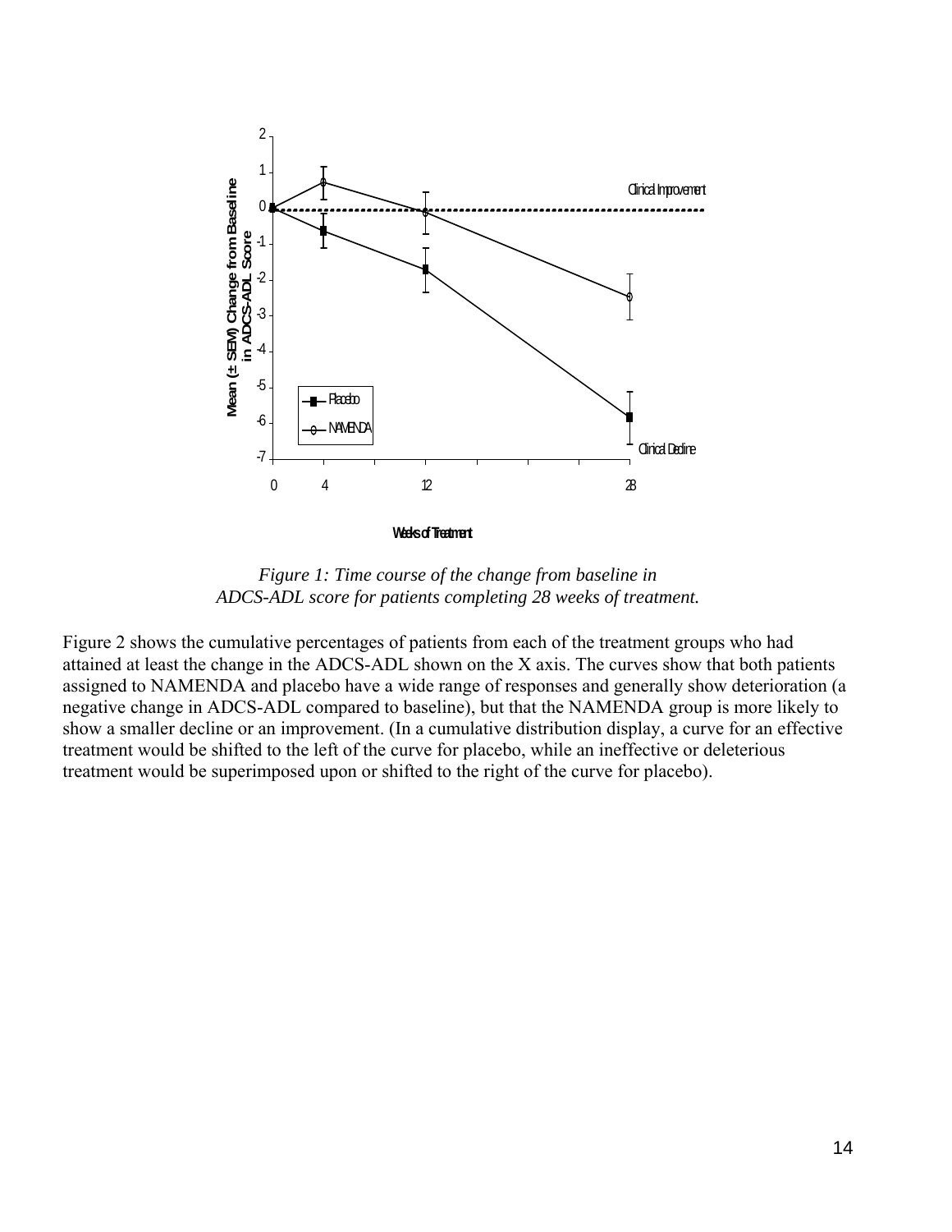*Figure 1: Time course of the change from baseline in ADCS-ADL score for patients completing 28 weeks of treatment.*

Figure 2 shows the cumulative percentages of patients from each of the treatment groups who had attained at least the change in the ADCS-ADL shown on the X axis. The curves show that both patients assigned to NAMENDA and placebo have a wide range of responses and generally show deterioration (a negative change in ADCS-ADL compared to baseline), but that the NAMENDA group is more likely to show a smaller decline or an improvement. (In a cumulative distribution display, a curve for an effective treatment would be shifted to the left of the curve for placebo, while an ineffective or deleterious treatment would be superimposed upon or shifted to the right of the curve for placebo).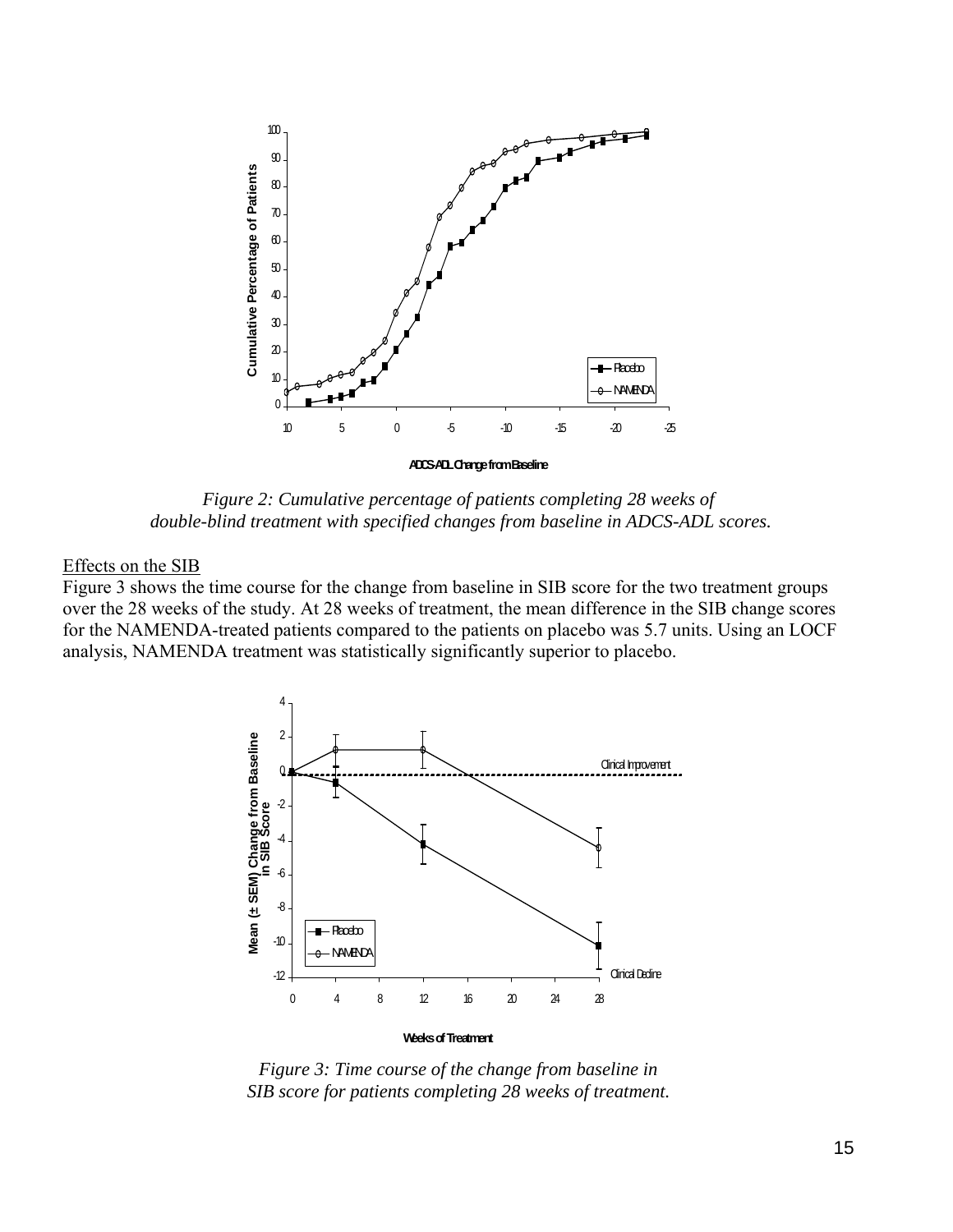*Figure 2: Cumulative percentage of patients completing 28 weeks of double-blind treatment with specified changes from baseline in ADCS-ADL scores.*

Effects on the SIB

Figure 3 shows the time course for the change from baseline in SIB score for the two treatment groups over the 28 weeks of the study. At 28 weeks of treatment, the mean difference in the SIB change scores for the NAMENDA-treated patients compared to the patients on placebo was 5.7 units. Using an LOCF analysis, NAMENDA treatment was statistically significantly superior to placebo.

*Figure 3: Time course of the change from baseline in SIB score for patients completing 28 weeks of treatment.*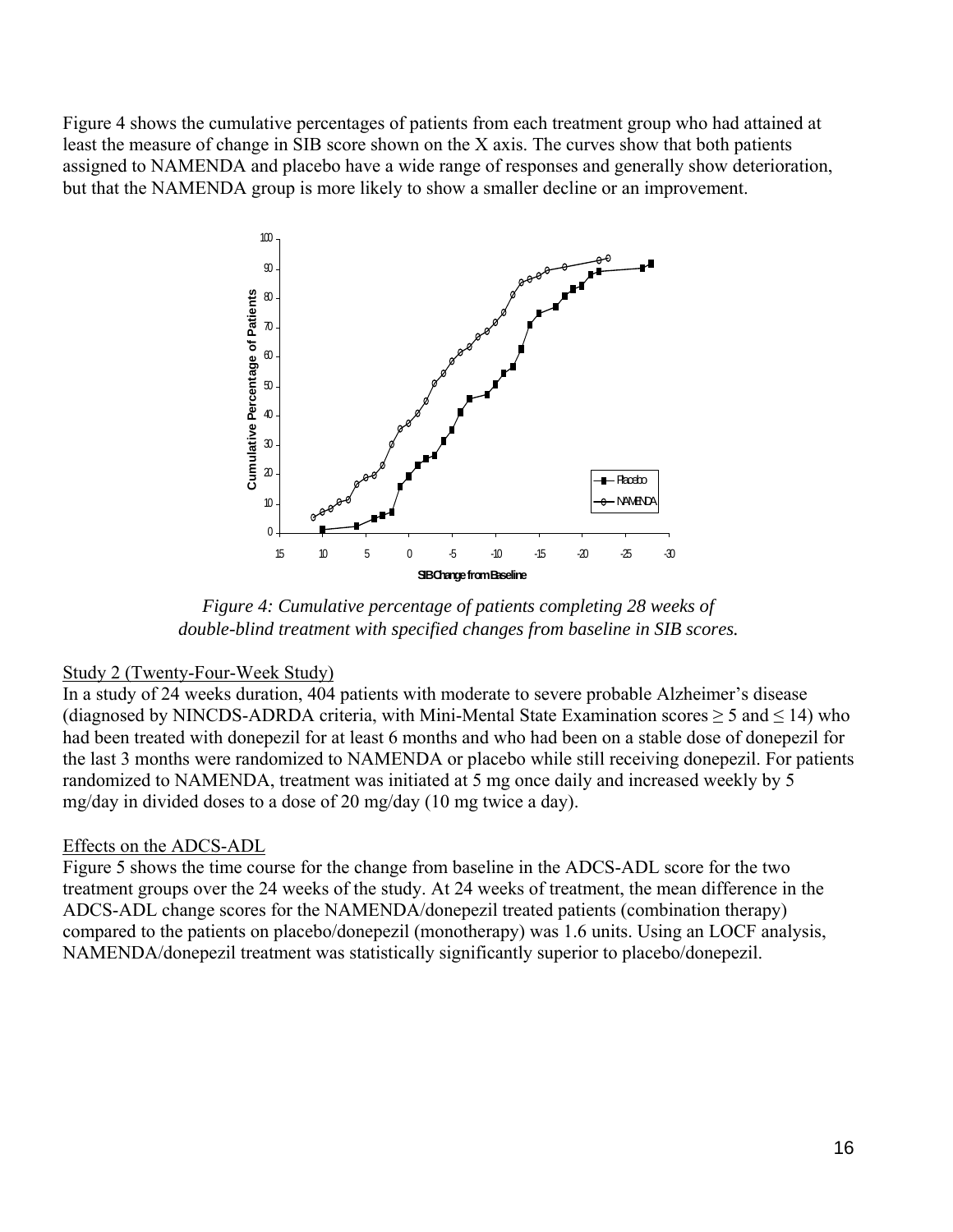Figure 4 shows the cumulative percentages of patients from each treatment group who had attained at least the measure of change in SIB score shown on the X axis. The curves show that both patients assigned to NAMENDA and placebo have a wide range of responses and generally show deterioration, but that the NAMENDA group is more likely to show a smaller decline or an improvement.

*Figure 4: Cumulative percentage of patients completing 28 weeks of double-blind treatment with specified changes from baseline in SIB scores.*

Study 2 (Twenty-Four-Week Study)

In a study of 24 weeks duration, 404 patients with moderate to severe probable Alzheimer's disease (diagnosed by NINCDS-ADRDA criteria, with Mini-Mental State Examination scores ≥ 5 and ≤ 14) who had been treated with donepezil for at least 6 months and who had been on a stable dose of donepezil for the last 3 months were randomized to NAMENDA or placebo while still receiving donepezil. For patients randomized to NAMENDA, treatment was initiated at 5 mg once daily and increased weekly by 5 mg/day in divided doses to a dose of 20 mg/day (10 mg twice a day).

Effects on the ADCS-ADL

Figure 5 shows the time course for the change from baseline in the ADCS-ADL score for the two treatment groups over the 24 weeks of the study. At 24 weeks of treatment, the mean difference in the ADCS-ADL change scores for the NAMENDA/donepezil treated patients (combination therapy) compared to the patients on placebo/donepezil (monotherapy) was 1.6 units. Using an LOCF analysis, NAMENDA/donepezil treatment was statistically significantly superior to placebo/donepezil.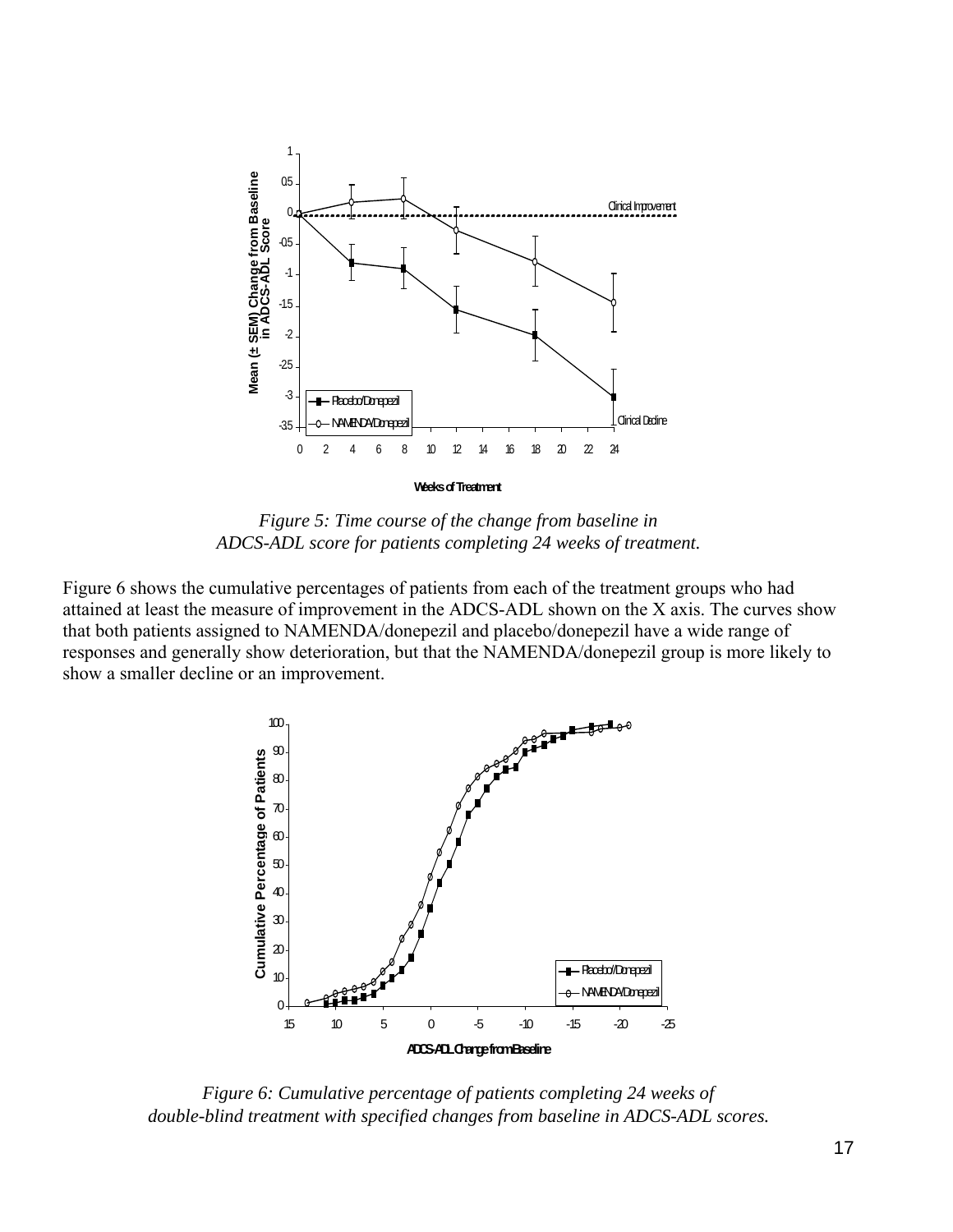*Figure 5: Time course of the change from baseline in ADCS-ADL score for patients completing 24 weeks of treatment.*

Figure 6 shows the cumulative percentages of patients from each of the treatment groups who had attained at least the measure of improvement in the ADCS-ADL shown on the X axis. The curves show that both patients assigned to NAMENDA/donepezil and placebo/donepezil have a wide range of responses and generally show deterioration, but that the NAMENDA/donepezil group is more likely to show a smaller decline or an improvement.

*Figure 6: Cumulative percentage of patients completing 24 weeks of double-blind treatment with specified changes from baseline in ADCS-ADL scores.*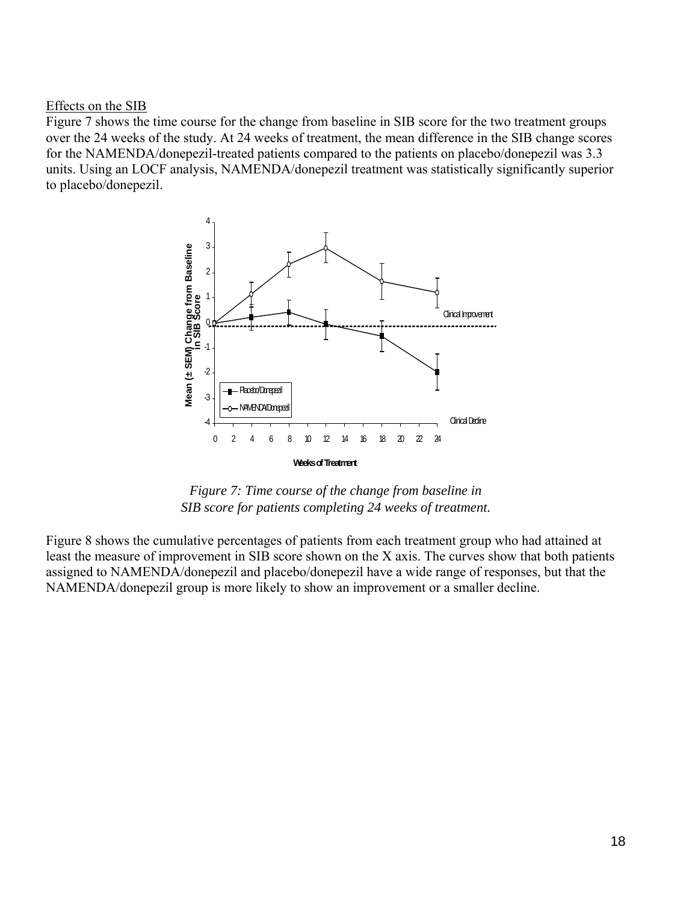Effects on the SIB

Figure 7 shows the time course for the change from baseline in SIB score for the two treatment groups over the 24 weeks of the study. At 24 weeks of treatment, the mean difference in the SIB change scores for the NAMENDA/donepezil-treated patients compared to the patients on placebo/donepezil was 3.3 units. Using an LOCF analysis, NAMENDA/donepezil treatment was statistically significantly superior to placebo/donepezil.

*Figure 7: Time course of the change from baseline in SIB score for patients completing 24 weeks of treatment.*

Figure 8 shows the cumulative percentages of patients from each treatment group who had attained at least the measure of improvement in SIB score shown on the X axis. The curves show that both patients assigned to NAMENDA/donepezil and placebo/donepezil have a wide range of responses, but that the NAMENDA/donepezil group is more likely to show an improvement or a smaller decline.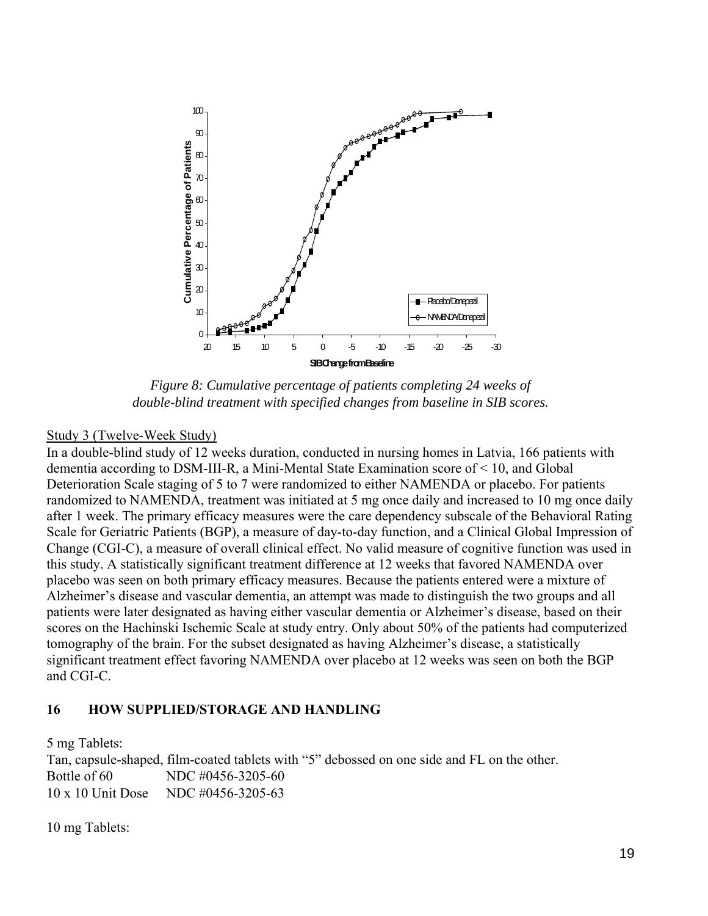*Figure 8: Cumulative percentage of patients completing 24 weeks of double-blind treatment with specified changes from baseline in SIB scores.*

Study 3 (Twelve-Week Study)

In a double-blind study of 12 weeks duration, conducted in nursing homes in Latvia, 166 patients with dementia according to DSM-III-R, a Mini-Mental State Examination score of < 10, and Global Deterioration Scale staging of 5 to 7 were randomized to either NAMENDA or placebo. For patients randomized to NAMENDA, treatment was initiated at 5 mg once daily and increased to 10 mg once daily after 1 week. The primary efficacy measures were the care dependency subscale of the Behavioral Rating Scale for Geriatric Patients (BGP), a measure of day-to-day function, and a Clinical Global Impression of Change (CGI-C), a measure of overall clinical effect. No valid measure of cognitive function was used in this study. A statistically significant treatment difference at 12 weeks that favored NAMENDA over placebo was seen on both primary efficacy measures. Because the patients entered were a mixture of Alzheimer's disease and vascular dementia, an attempt was made to distinguish the two groups and all patients were later designated as having either vascular dementia or Alzheimer's disease, based on their scores on the Hachinski Ischemic Scale at study entry. Only about 50% of the patients had computerized tomography of the brain. For the subset designated as having Alzheimer's disease, a statistically significant treatment effect favoring NAMENDA over placebo at 12 weeks was seen on both the BGP and CGI-C.

## 16 HOW SUPPLIED/STORAGE AND HANDLING

5 mg Tablets:

Tan, capsule-shaped, film-coated tablets with "5" debossed on one side and FL on the other.

Bottle of 60 NDC #0456-3205-60

10 x 10 Unit Dose NDC #0456-3205-63

10 mg Tablets: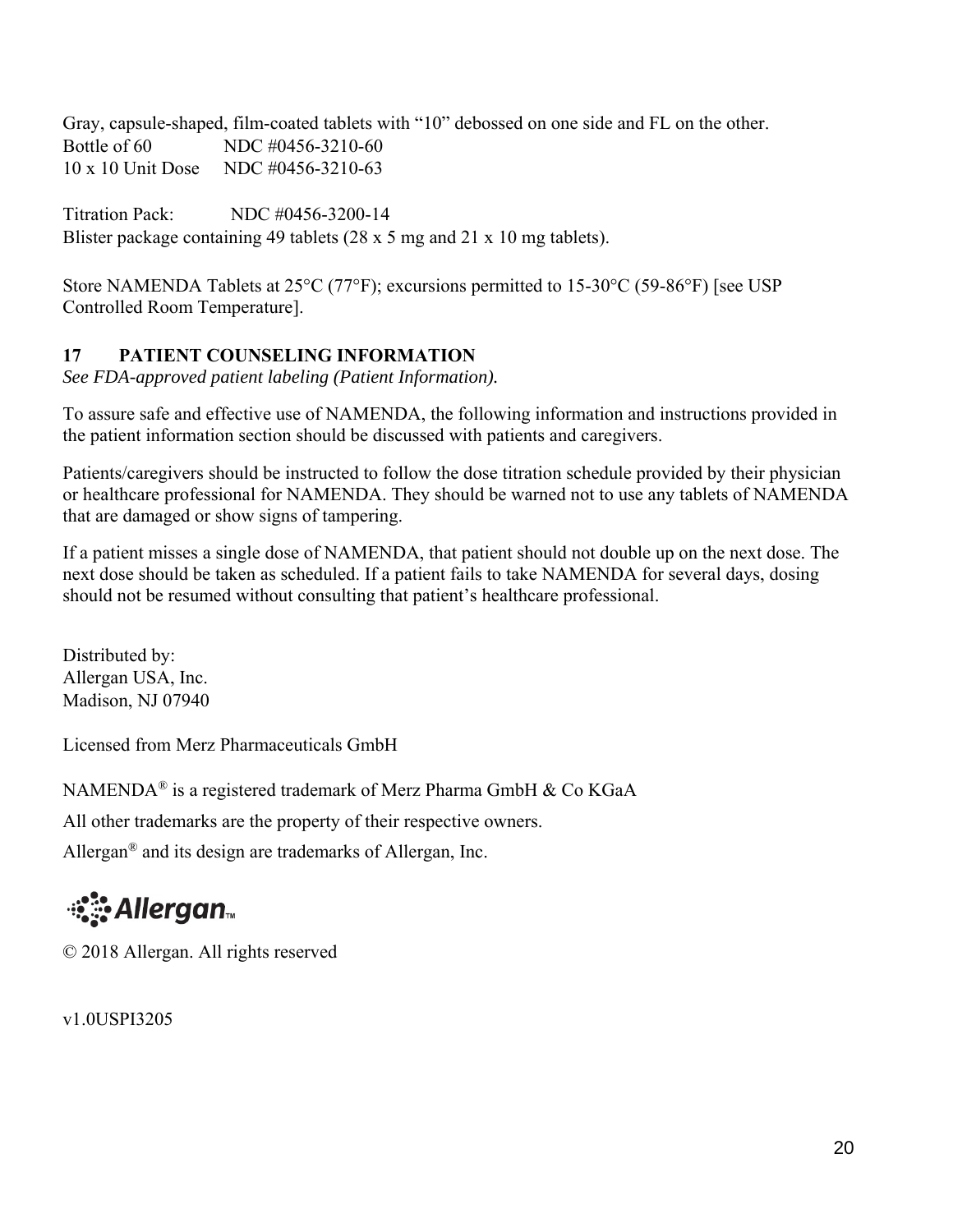Gray, capsule-shaped, film-coated tablets with “10” debossed on one side and FL on the other.

| | |
|---|---|
| Bottle of 60 | NDC #0456-3210-60 |
| 10 x 10 Unit Dose | NDC #0456-3210-63 |

Titration Pack: NDC #0456-3200-14
Blister package containing 49 tablets (28 x 5 mg and 21 x 10 mg tablets).

Store NAMENDA Tablets at 25°C (77°F); excursions permitted to 15-30°C (59-86°F) [see USP Controlled Room Temperature].

## 17 PATIENT COUNSELING INFORMATION

*See FDA-approved patient labeling (Patient Information).*

To assure safe and effective use of NAMENDA, the following information and instructions provided in the patient information section should be discussed with patients and caregivers.

Patients/caregivers should be instructed to follow the dose titration schedule provided by their physician or healthcare professional for NAMENDA. They should be warned not to use any tablets of NAMENDA that are damaged or show signs of tampering.

If a patient misses a single dose of NAMENDA, that patient should not double up on the next dose. The next dose should be taken as scheduled. If a patient fails to take NAMENDA for several days, dosing should not be resumed without consulting that patient’s healthcare professional.

Distributed by:
Allergan USA, Inc.
Madison, NJ 07940

Licensed from Merz Pharmaceuticals GmbH

NAMENDA® is a registered trademark of Merz Pharma GmbH & Co KGaA

All other trademarks are the property of their respective owners.

Allergan® and its design are trademarks of Allergan, Inc.

Allergan™

© 2018 Allergan. All rights reserved

v1.0USPI3205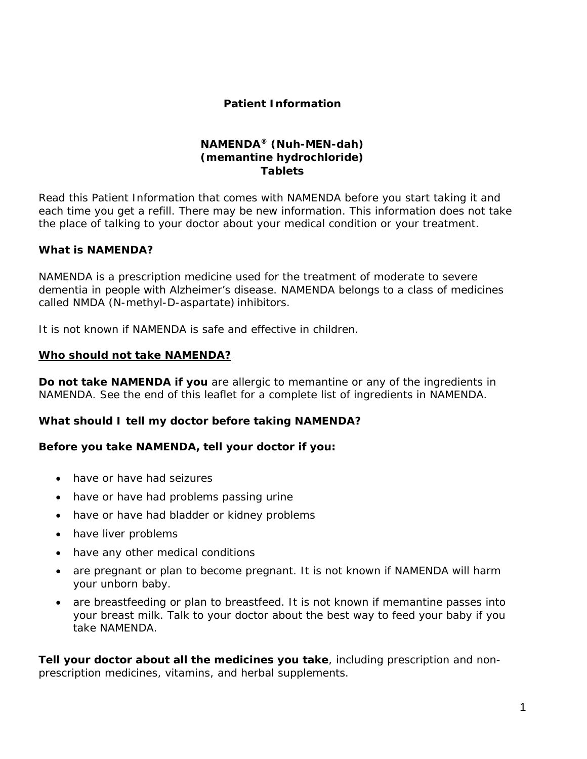**Patient Information**

**NAMENDA® (Nuh-MEN-dah)**
**(memantine hydrochloride)**
**Tablets**

Read this Patient Information that comes with NAMENDA before you start taking it and each time you get a refill. There may be new information. This information does not take the place of talking to your doctor about your medical condition or your treatment.

**What is NAMENDA?**

NAMENDA is a prescription medicine used for the treatment of moderate to severe dementia in people with Alzheimer's disease. NAMENDA belongs to a class of medicines called NMDA (N-methyl-D-aspartate) inhibitors.

It is not known if NAMENDA is safe and effective in children.

**Who should not take NAMENDA?**

**Do not take NAMENDA if you** are allergic to memantine or any of the ingredients in NAMENDA. See the end of this leaflet for a complete list of ingredients in NAMENDA.

**What should I tell my doctor before taking NAMENDA?**

**Before you take NAMENDA, tell your doctor if you:**

- have or have had seizures
- have or have had problems passing urine
- have or have had bladder or kidney problems
- have liver problems
- have any other medical conditions
- are pregnant or plan to become pregnant. It is not known if NAMENDA will harm your unborn baby.
- are breastfeeding or plan to breastfeed. It is not known if memantine passes into your breast milk. Talk to your doctor about the best way to feed your baby if you take NAMENDA.

**Tell your doctor about all the medicines you take**, including prescription and non-prescription medicines, vitamins, and herbal supplements.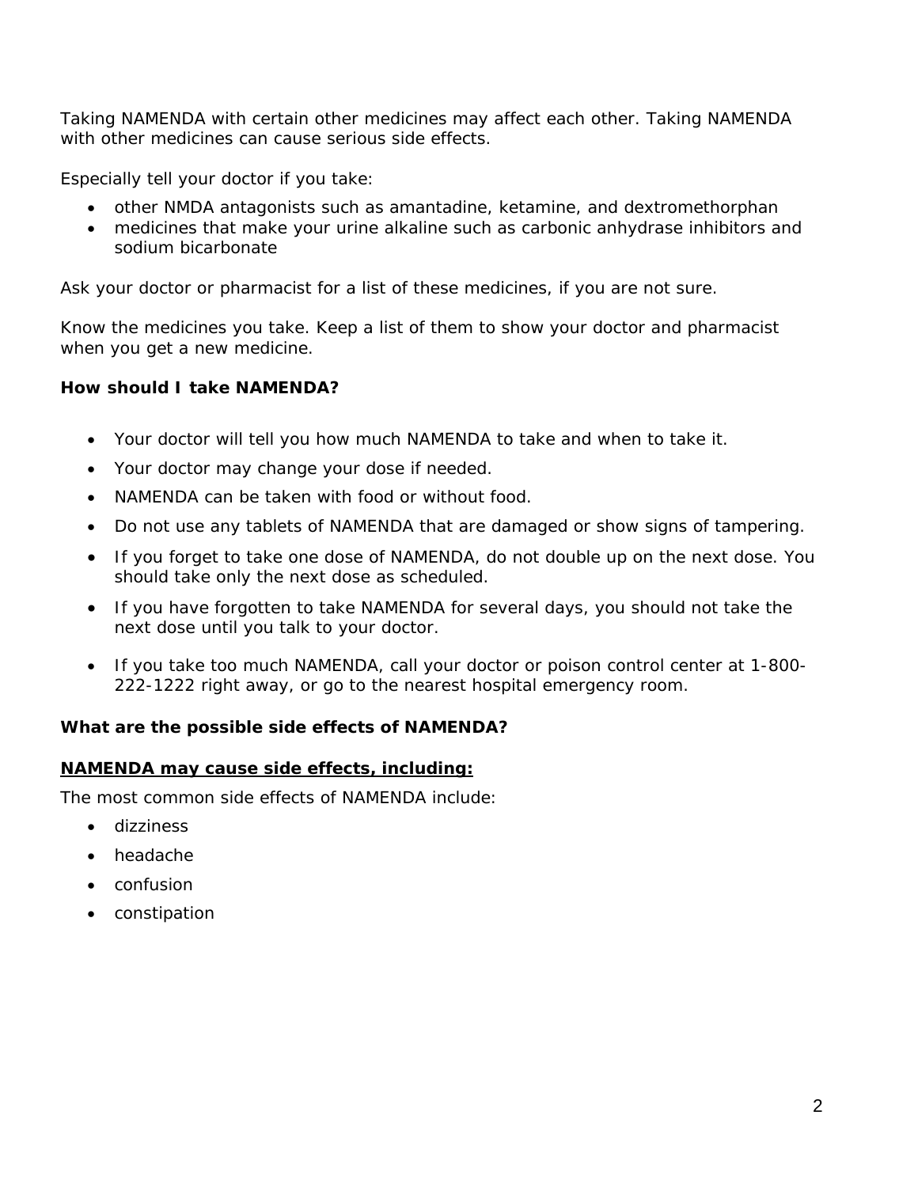Taking NAMENDA with certain other medicines may affect each other. Taking NAMENDA with other medicines can cause serious side effects.

Especially tell your doctor if you take:

- other NMDA antagonists such as amantadine, ketamine, and dextromethorphan
- medicines that make your urine alkaline such as carbonic anhydrase inhibitors and sodium bicarbonate

Ask your doctor or pharmacist for a list of these medicines, if you are not sure.

Know the medicines you take. Keep a list of them to show your doctor and pharmacist when you get a new medicine.

**How should I take NAMENDA?**

- Your doctor will tell you how much NAMENDA to take and when to take it.
- Your doctor may change your dose if needed.
- NAMENDA can be taken with food or without food.
- Do not use any tablets of NAMENDA that are damaged or show signs of tampering.
- If you forget to take one dose of NAMENDA, do not double up on the next dose. You should take only the next dose as scheduled.
- If you have forgotten to take NAMENDA for several days, you should not take the next dose until you talk to your doctor.
- If you take too much NAMENDA, call your doctor or poison control center at 1-800-222-1222 right away, or go to the nearest hospital emergency room.

**What are the possible side effects of NAMENDA?**

**<u>NAMENDA may cause side effects, including:</u>**

The most common side effects of NAMENDA include:

- dizziness
- headache
- confusion
- constipation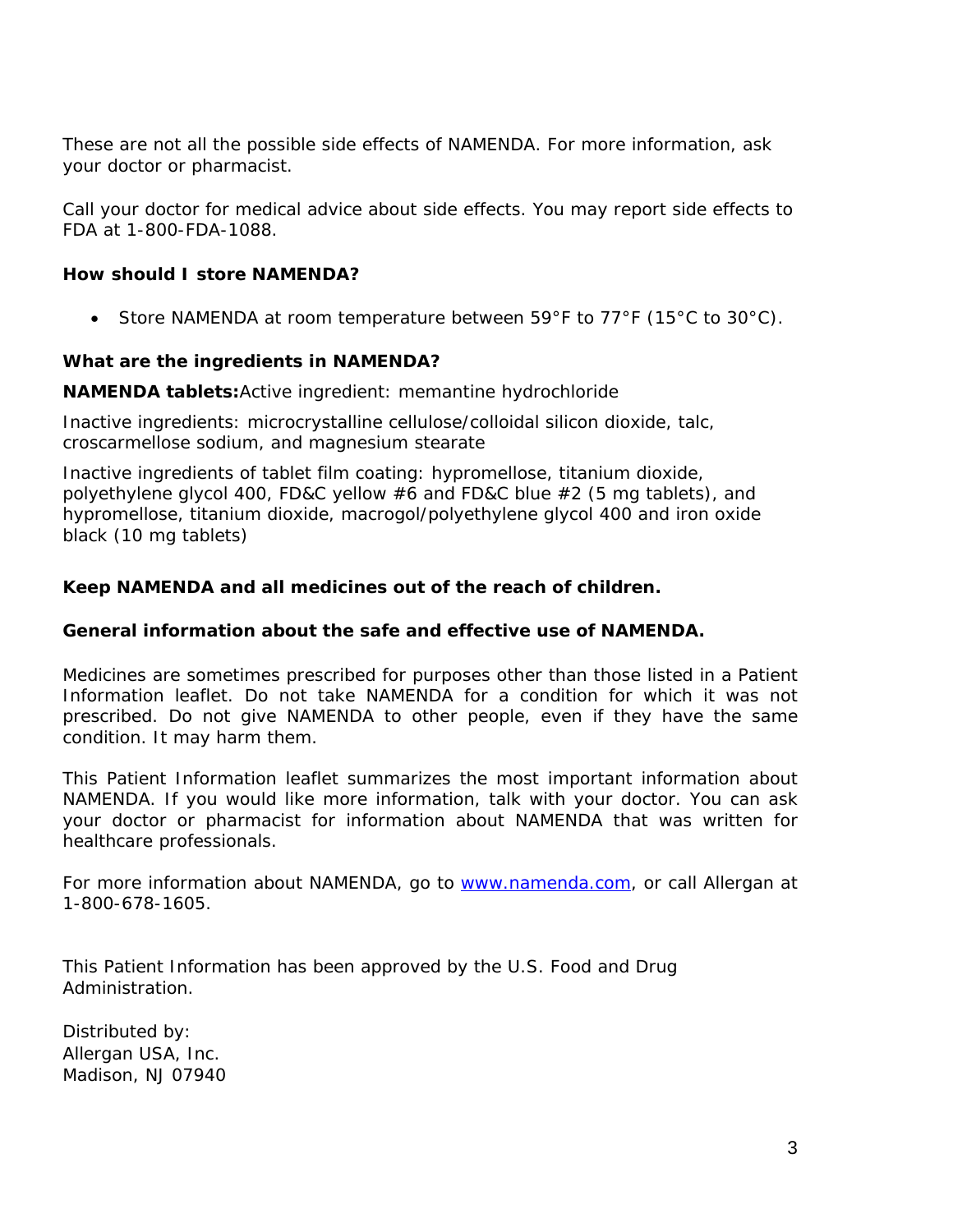These are not all the possible side effects of NAMENDA. For more information, ask your doctor or pharmacist.

Call your doctor for medical advice about side effects. You may report side effects to FDA at 1-800-FDA-1088.

**How should I store NAMENDA?**

- Store NAMENDA at room temperature between 59°F to 77°F (15°C to 30°C).

**What are the ingredients in NAMENDA?**

**NAMENDA tablets:**Active ingredient: memantine hydrochloride

Inactive ingredients: microcrystalline cellulose/colloidal silicon dioxide, talc, croscarmellose sodium, and magnesium stearate

Inactive ingredients of tablet film coating: hypromellose, titanium dioxide, polyethylene glycol 400, FD&C yellow #6 and FD&C blue #2 (5 mg tablets), and hypromellose, titanium dioxide, macrogol/polyethylene glycol 400 and iron oxide black (10 mg tablets)

**Keep NAMENDA and all medicines out of the reach of children.**

**General information about the safe and effective use of NAMENDA.**

Medicines are sometimes prescribed for purposes other than those listed in a Patient Information leaflet. Do not take NAMENDA for a condition for which it was not prescribed. Do not give NAMENDA to other people, even if they have the same condition. It may harm them.

This Patient Information leaflet summarizes the most important information about NAMENDA. If you would like more information, talk with your doctor. You can ask your doctor or pharmacist for information about NAMENDA that was written for healthcare professionals.

For more information about NAMENDA, go to [www.namenda.com](http://www.namenda.com), or call Allergan at 1-800-678-1605.

This Patient Information has been approved by the U.S. Food and Drug Administration.

Distributed by:
Allergan USA, Inc.
Madison, NJ 07940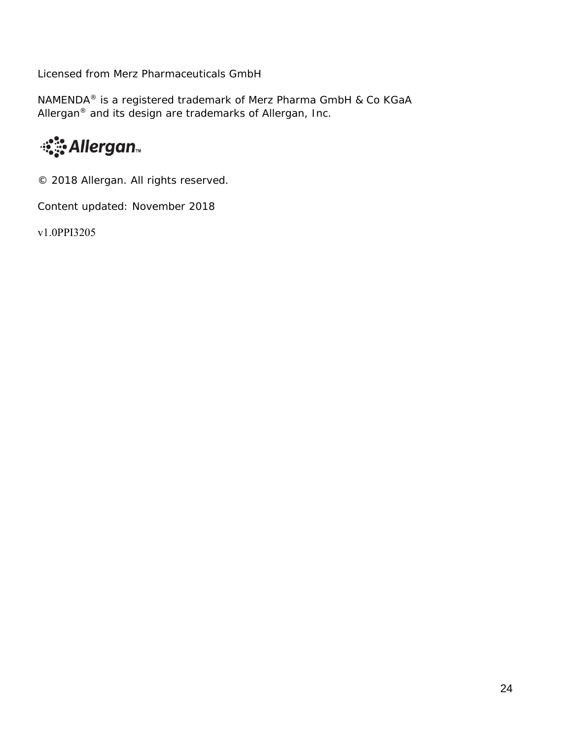Licensed from Merz Pharmaceuticals GmbH

NAMENDA® is a registered trademark of Merz Pharma GmbH & Co KGaA
Allergan® and its design are trademarks of Allergan, Inc.

Allergan™

© 2018 Allergan. All rights reserved.

Content updated: November 2018

v1.0PPI3205